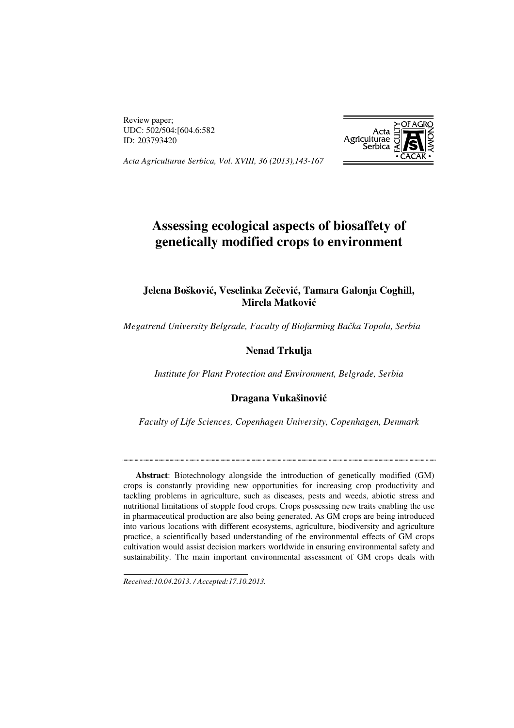Review paper;
UDC: 502/504:[604.6:582
ID: 203793420

*Acta Agriculturae Serbica, Vol. XVIII, 36 (2013),143-167*

# Assessing ecological aspects of biosaffety of genetically modified crops to environment

**Jelena Bošković, Veselinka Zečević, Tamara Galonja Coghill, Mirela Matković**

*Megatrend University Belgrade, Faculty of Biofarming Bačka Topola, Serbia*

**Nenad Trkulja**

*Institute for Plant Protection and Environment, Belgrade, Serbia*

**Dragana Vukašinović**

*Faculty of Life Sciences, Copenhagen University, Copenhagen, Denmark*

---

**Abstract**: Biotechnology alongside the introduction of genetically modified (GM) crops is constantly providing new opportunities for increasing crop productivity and tackling problems in agriculture, such as diseases, pests and weeds, abiotic stress and nutritional limitations of stopple food crops. Crops possessing new traits enabling the use in pharmaceutical production are also being generated. As GM crops are being introduced into various locations with different ecosystems, agriculture, biodiversity and agriculture practice, a scientifically based understanding of the environmental effects of GM crops cultivation would assist decision markers worldwide in ensuring environmental safety and sustainability. The main important environmental assessment of GM crops deals with

---

*Received:10.04.2013. / Accepted:17.10.2013.*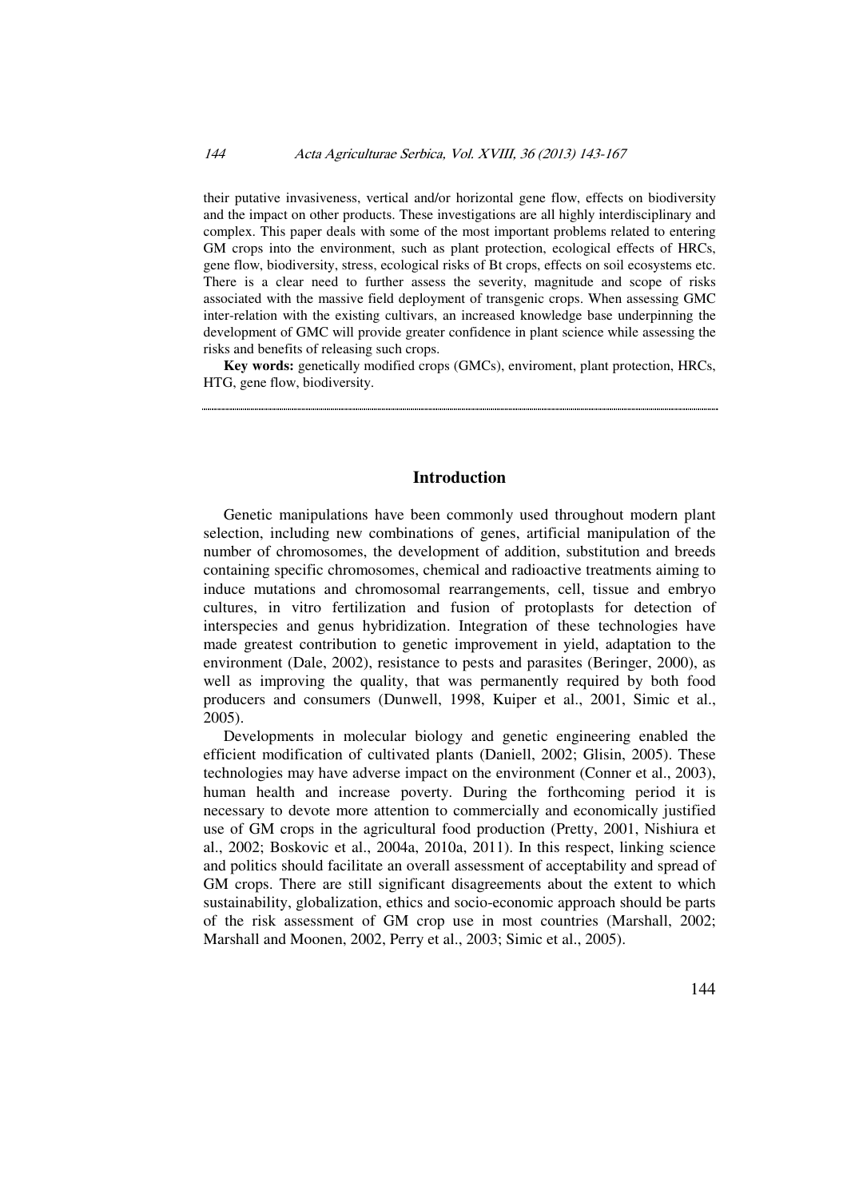their putative invasiveness, vertical and/or horizontal gene flow, effects on biodiversity and the impact on other products. These investigations are all highly interdisciplinary and complex. This paper deals with some of the most important problems related to entering GM crops into the environment, such as plant protection, ecological effects of HRCs, gene flow, biodiversity, stress, ecological risks of Bt crops, effects on soil ecosystems etc. There is a clear need to further assess the severity, magnitude and scope of risks associated with the massive field deployment of transgenic crops. When assessing GMC inter-relation with the existing cultivars, an increased knowledge base underpinning the development of GMC will provide greater confidence in plant science while assessing the risks and benefits of releasing such crops.

**Key words:** genetically modified crops (GMCs), enviroment, plant protection, HRCs, HTG, gene flow, biodiversity.

## Introduction

Genetic manipulations have been commonly used throughout modern plant selection, including new combinations of genes, artificial manipulation of the number of chromosomes, the development of addition, substitution and breeds containing specific chromosomes, chemical and radioactive treatments aiming to induce mutations and chromosomal rearrangements, cell, tissue and embryo cultures, in vitro fertilization and fusion of protoplasts for detection of interspecies and genus hybridization. Integration of these technologies have made greatest contribution to genetic improvement in yield, adaptation to the environment (Dale, 2002), resistance to pests and parasites (Beringer, 2000), as well as improving the quality, that was permanently required by both food producers and consumers (Dunwell, 1998, Kuiper et al., 2001, Simic et al., 2005).

Developments in molecular biology and genetic engineering enabled the efficient modification of cultivated plants (Daniell, 2002; Glisin, 2005). These technologies may have adverse impact on the environment (Conner et al., 2003), human health and increase poverty. During the forthcoming period it is necessary to devote more attention to commercially and economically justified use of GM crops in the agricultural food production (Pretty, 2001, Nishiura et al., 2002; Boskovic et al., 2004a, 2010a, 2011). In this respect, linking science and politics should facilitate an overall assessment of acceptability and spread of GM crops. There are still significant disagreements about the extent to which sustainability, globalization, ethics and socio-economic approach should be parts of the risk assessment of GM crop use in most countries (Marshall, 2002; Marshall and Moonen, 2002, Perry et al., 2003; Simic et al., 2005).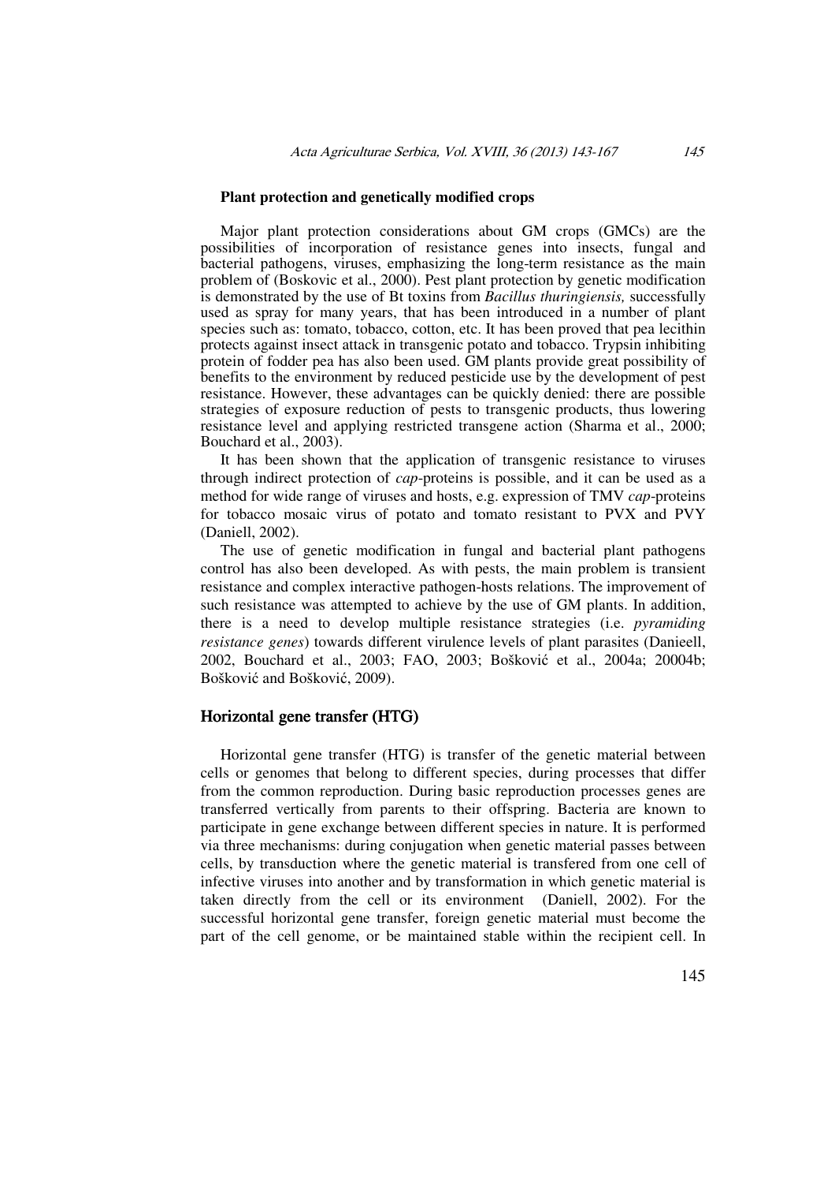### Plant protection and genetically modified crops

Major plant protection considerations about GM crops (GMCs) are the possibilities of incorporation of resistance genes into insects, fungal and bacterial pathogens, viruses, emphasizing the long-term resistance as the main problem of (Boskovic et al., 2000). Pest plant protection by genetic modification is demonstrated by the use of Bt toxins from *Bacillus thuringiensis,* successfully used as spray for many years, that has been introduced in a number of plant species such as: tomato, tobacco, cotton, etc. It has been proved that pea lecithin protects against insect attack in transgenic potato and tobacco. Trypsin inhibiting protein of fodder pea has also been used. GM plants provide great possibility of benefits to the environment by reduced pesticide use by the development of pest resistance. However, these advantages can be quickly denied: there are possible strategies of exposure reduction of pests to transgenic products, thus lowering resistance level and applying restricted transgene action (Sharma et al., 2000; Bouchard et al., 2003).

It has been shown that the application of transgenic resistance to viruses through indirect protection of *cap*-proteins is possible, and it can be used as a method for wide range of viruses and hosts, e.g. expression of TMV *cap*-proteins for tobacco mosaic virus of potato and tomato resistant to PVX and PVY (Daniell, 2002).

The use of genetic modification in fungal and bacterial plant pathogens control has also been developed. As with pests, the main problem is transient resistance and complex interactive pathogen-hosts relations. The improvement of such resistance was attempted to achieve by the use of GM plants. In addition, there is a need to develop multiple resistance strategies (i.e. *pyramiding resistance genes*) towards different virulence levels of plant parasites (Danieell, 2002, Bouchard et al., 2003; FAO, 2003; Bošković et al., 2004a; 20004b; Bošković and Bošković, 2009).

## Horizontal gene transfer (HTG)

Horizontal gene transfer (HTG) is transfer of the genetic material between cells or genomes that belong to different species, during processes that differ from the common reproduction. During basic reproduction processes genes are transferred vertically from parents to their offspring. Bacteria are known to participate in gene exchange between different species in nature. It is performed via three mechanisms: during conjugation when genetic material passes between cells, by transduction where the genetic material is transfered from one cell of infective viruses into another and by transformation in which genetic material is taken directly from the cell or its environment (Daniell, 2002). For the successful horizontal gene transfer, foreign genetic material must become the part of the cell genome, or be maintained stable within the recipient cell. In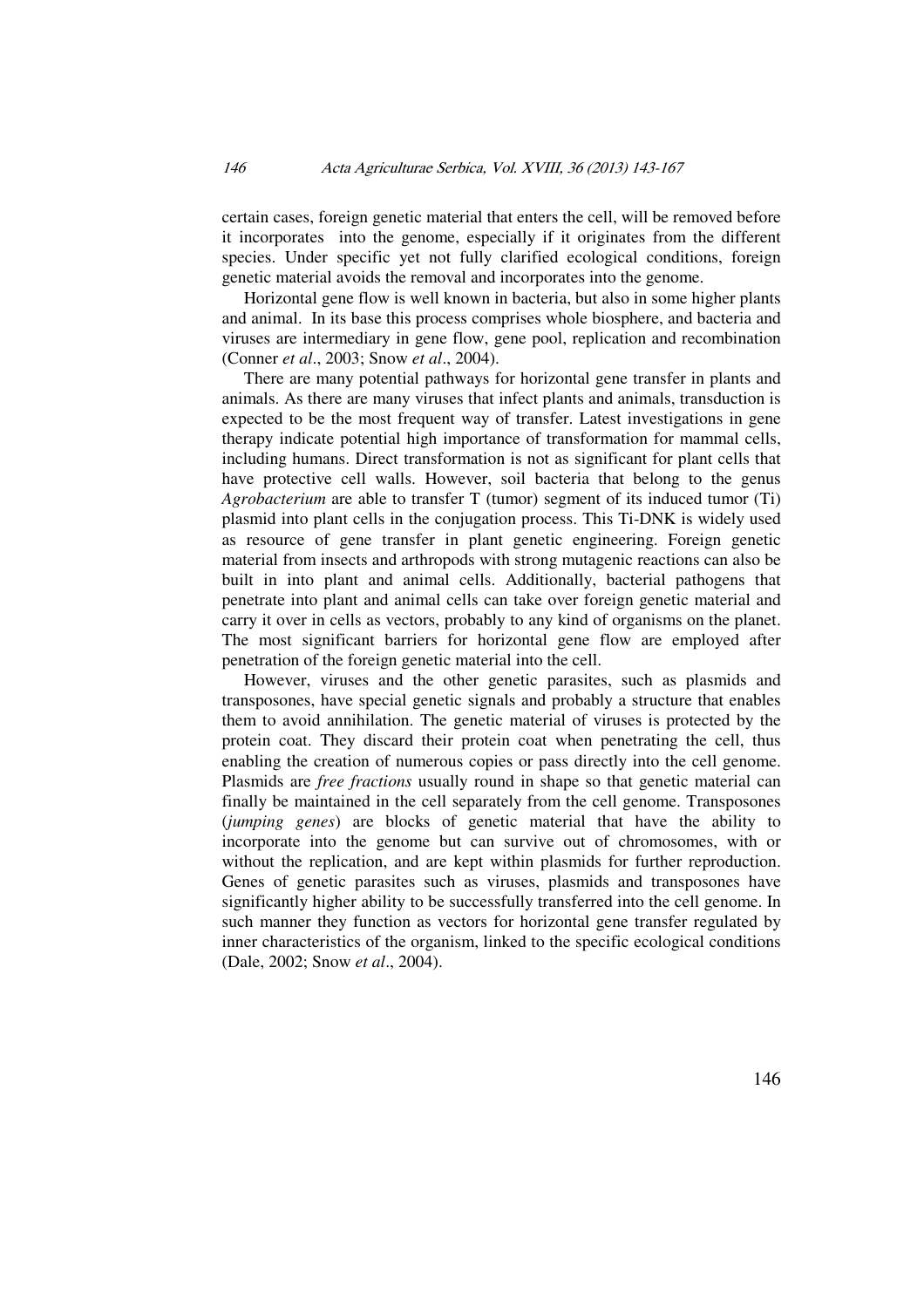certain cases, foreign genetic material that enters the cell, will be removed before it incorporates into the genome, especially if it originates from the different species. Under specific yet not fully clarified ecological conditions, foreign genetic material avoids the removal and incorporates into the genome.

Horizontal gene flow is well known in bacteria, but also in some higher plants and animal. In its base this process comprises whole biosphere, and bacteria and viruses are intermediary in gene flow, gene pool, replication and recombination (Conner *et al*., 2003; Snow *et al*., 2004).

There are many potential pathways for horizontal gene transfer in plants and animals. As there are many viruses that infect plants and animals, transduction is expected to be the most frequent way of transfer. Latest investigations in gene therapy indicate potential high importance of transformation for mammal cells, including humans. Direct transformation is not as significant for plant cells that have protective cell walls. However, soil bacteria that belong to the genus *Agrobacterium* are able to transfer T (tumor) segment of its induced tumor (Ti) plasmid into plant cells in the conjugation process. This Ti-DNK is widely used as resource of gene transfer in plant genetic engineering. Foreign genetic material from insects and arthropods with strong mutagenic reactions can also be built in into plant and animal cells. Additionally, bacterial pathogens that penetrate into plant and animal cells can take over foreign genetic material and carry it over in cells as vectors, probably to any kind of organisms on the planet. The most significant barriers for horizontal gene flow are employed after penetration of the foreign genetic material into the cell.

However, viruses and the other genetic parasites, such as plasmids and transposones, have special genetic signals and probably a structure that enables them to avoid annihilation. The genetic material of viruses is protected by the protein coat. They discard their protein coat when penetrating the cell, thus enabling the creation of numerous copies or pass directly into the cell genome. Plasmids are *free fractions* usually round in shape so that genetic material can finally be maintained in the cell separately from the cell genome. Transposones (*jumping genes*) are blocks of genetic material that have the ability to incorporate into the genome but can survive out of chromosomes, with or without the replication, and are kept within plasmids for further reproduction. Genes of genetic parasites such as viruses, plasmids and transposones have significantly higher ability to be successfully transferred into the cell genome. In such manner they function as vectors for horizontal gene transfer regulated by inner characteristics of the organism, linked to the specific ecological conditions (Dale, 2002; Snow *et al*., 2004).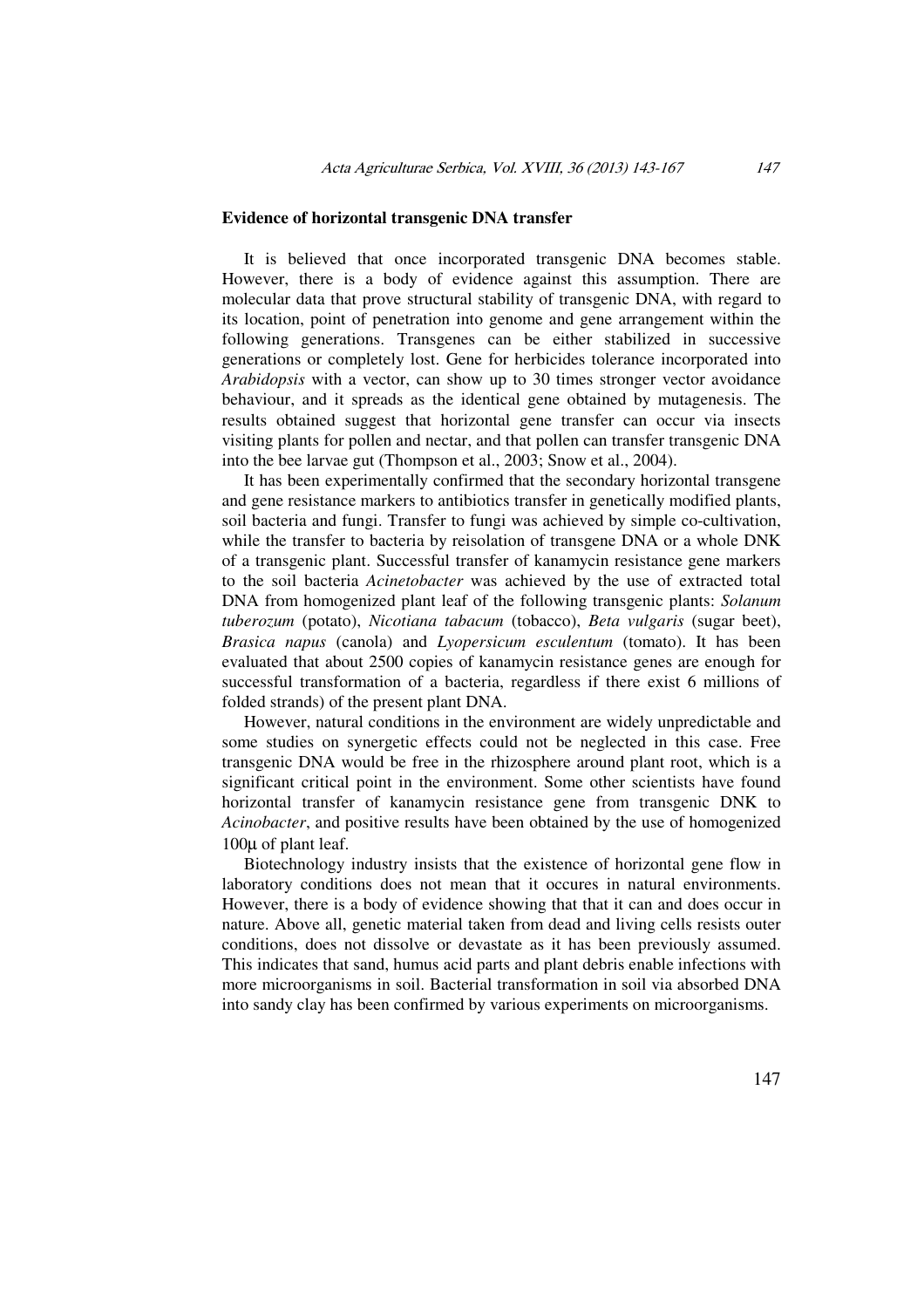## Evidence of horizontal transgenic DNA transfer

It is believed that once incorporated transgenic DNA becomes stable. However, there is a body of evidence against this assumption. There are molecular data that prove structural stability of transgenic DNA, with regard to its location, point of penetration into genome and gene arrangement within the following generations. Transgenes can be either stabilized in successive generations or completely lost. Gene for herbicides tolerance incorporated into *Arabidopsis* with a vector, can show up to 30 times stronger vector avoidance behaviour, and it spreads as the identical gene obtained by mutagenesis. The results obtained suggest that horizontal gene transfer can occur via insects visiting plants for pollen and nectar, and that pollen can transfer transgenic DNA into the bee larvae gut (Thompson et al., 2003; Snow et al., 2004).

It has been experimentally confirmed that the secondary horizontal transgene and gene resistance markers to antibiotics transfer in genetically modified plants, soil bacteria and fungi. Transfer to fungi was achieved by simple co-cultivation, while the transfer to bacteria by reisolation of transgene DNA or a whole DNK of a transgenic plant. Successful transfer of kanamycin resistance gene markers to the soil bacteria *Acinetobacter* was achieved by the use of extracted total DNA from homogenized plant leaf of the following transgenic plants: *Solanum tuberozum* (potato), *Nicotiana tabacum* (tobacco), *Beta vulgaris* (sugar beet), *Brasica napus* (canola) and *Lyopersicum esculentum* (tomato). It has been evaluated that about 2500 copies of kanamycin resistance genes are enough for successful transformation of a bacteria, regardless if there exist 6 millions of folded strands) of the present plant DNA.

However, natural conditions in the environment are widely unpredictable and some studies on synergetic effects could not be neglected in this case. Free transgenic DNA would be free in the rhizosphere around plant root, which is a significant critical point in the environment. Some other scientists have found horizontal transfer of kanamycin resistance gene from transgenic DNK to *Acinobacter*, and positive results have been obtained by the use of homogenized 100μ of plant leaf.

Biotechnology industry insists that the existence of horizontal gene flow in laboratory conditions does not mean that it occures in natural environments. However, there is a body of evidence showing that that it can and does occur in nature. Above all, genetic material taken from dead and living cells resists outer conditions, does not dissolve or devastate as it has been previously assumed. This indicates that sand, humus acid parts and plant debris enable infections with more microorganisms in soil. Bacterial transformation in soil via absorbed DNA into sandy clay has been confirmed by various experiments on microorganisms.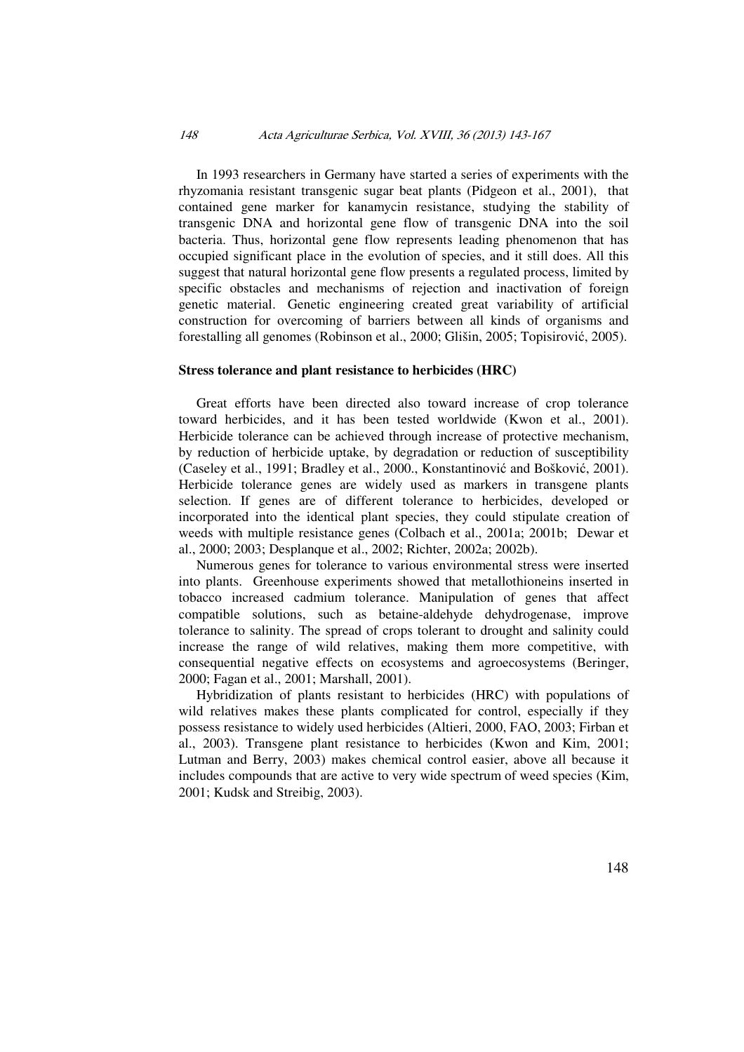In 1993 researchers in Germany have started a series of experiments with the rhyzomania resistant transgenic sugar beat plants (Pidgeon et al., 2001), that contained gene marker for kanamycin resistance, studying the stability of transgenic DNA and horizontal gene flow of transgenic DNA into the soil bacteria. Thus, horizontal gene flow represents leading phenomenon that has occupied significant place in the evolution of species, and it still does. All this suggest that natural horizontal gene flow presents a regulated process, limited by specific obstacles and mechanisms of rejection and inactivation of foreign genetic material. Genetic engineering created great variability of artificial construction for overcoming of barriers between all kinds of organisms and forestalling all genomes (Robinson et al., 2000; Glišin, 2005; Topisirović, 2005).

**Stress tolerance and plant resistance to herbicides (HRC)**

Great efforts have been directed also toward increase of crop tolerance toward herbicides, and it has been tested worldwide (Kwon et al., 2001). Herbicide tolerance can be achieved through increase of protective mechanism, by reduction of herbicide uptake, by degradation or reduction of susceptibility (Caseley et al., 1991; Bradley et al., 2000., Konstantinović and Bošković, 2001). Herbicide tolerance genes are widely used as markers in transgene plants selection. If genes are of different tolerance to herbicides, developed or incorporated into the identical plant species, they could stipulate creation of weeds with multiple resistance genes (Colbach et al., 2001a; 2001b; Dewar et al., 2000; 2003; Desplanque et al., 2002; Richter, 2002a; 2002b).

Numerous genes for tolerance to various environmental stress were inserted into plants. Greenhouse experiments showed that metallothioneins inserted in tobacco increased cadmium tolerance. Manipulation of genes that affect compatible solutions, such as betaine-aldehyde dehydrogenase, improve tolerance to salinity. The spread of crops tolerant to drought and salinity could increase the range of wild relatives, making them more competitive, with consequential negative effects on ecosystems and agroecosystems (Beringer, 2000; Fagan et al., 2001; Marshall, 2001).

Hybridization of plants resistant to herbicides (HRC) with populations of wild relatives makes these plants complicated for control, especially if they possess resistance to widely used herbicides (Altieri, 2000, FAO, 2003; Firban et al., 2003). Transgene plant resistance to herbicides (Kwon and Kim, 2001; Lutman and Berry, 2003) makes chemical control easier, above all because it includes compounds that are active to very wide spectrum of weed species (Kim, 2001; Kudsk and Streibig, 2003).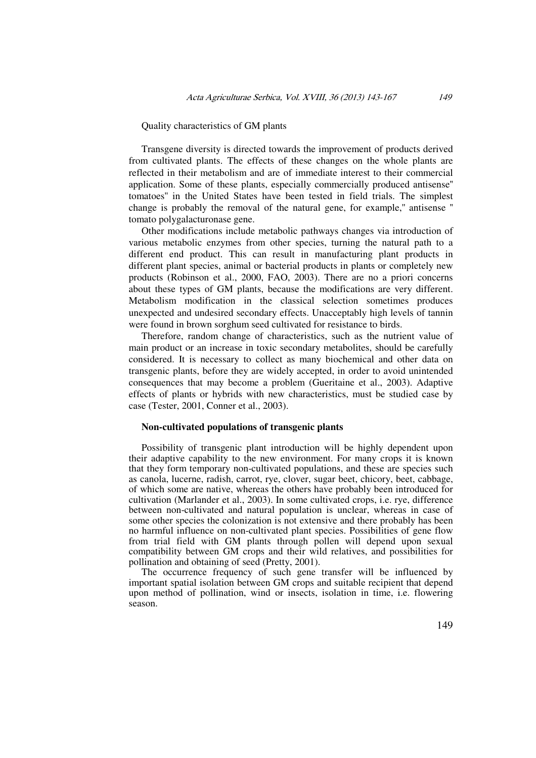Quality characteristics of GM plants

Transgene diversity is directed towards the improvement of products derived from cultivated plants. The effects of these changes on the whole plants are reflected in their metabolism and are of immediate interest to their commercial application. Some of these plants, especially commercially produced antisense" tomatoes" in the United States have been tested in field trials. The simplest change is probably the removal of the natural gene, for example," antisense " tomato polygalacturonase gene.

Other modifications include metabolic pathways changes via introduction of various metabolic enzymes from other species, turning the natural path to a different end product. This can result in manufacturing plant products in different plant species, animal or bacterial products in plants or completely new products (Robinson et al., 2000, FAO, 2003). There are no a priori concerns about these types of GM plants, because the modifications are very different. Metabolism modification in the classical selection sometimes produces unexpected and undesired secondary effects. Unacceptably high levels of tannin were found in brown sorghum seed cultivated for resistance to birds.

Therefore, random change of characteristics, such as the nutrient value of main product or an increase in toxic secondary metabolites, should be carefully considered. It is necessary to collect as many biochemical and other data on transgenic plants, before they are widely accepted, in order to avoid unintended consequences that may become a problem (Gueritaine et al., 2003). Adaptive effects of plants or hybrids with new characteristics, must be studied case by case (Tester, 2001, Conner et al., 2003).

**Non-cultivated populations of transgenic plants**

Possibility of transgenic plant introduction will be highly dependent upon their adaptive capability to the new environment. For many crops it is known that they form temporary non-cultivated populations, and these are species such as canola, lucerne, radish, carrot, rye, clover, sugar beet, chicory, beet, cabbage, of which some are native, whereas the others have probably been introduced for cultivation (Marlander et al., 2003). In some cultivated crops, i.e. rye, difference between non-cultivated and natural population is unclear, whereas in case of some other species the colonization is not extensive and there probably has been no harmful influence on non-cultivated plant species. Possibilities of gene flow from trial field with GM plants through pollen will depend upon sexual compatibility between GM crops and their wild relatives, and possibilities for pollination and obtaining of seed (Pretty, 2001).

The occurrence frequency of such gene transfer will be influenced by important spatial isolation between GM crops and suitable recipient that depend upon method of pollination, wind or insects, isolation in time, i.e. flowering season.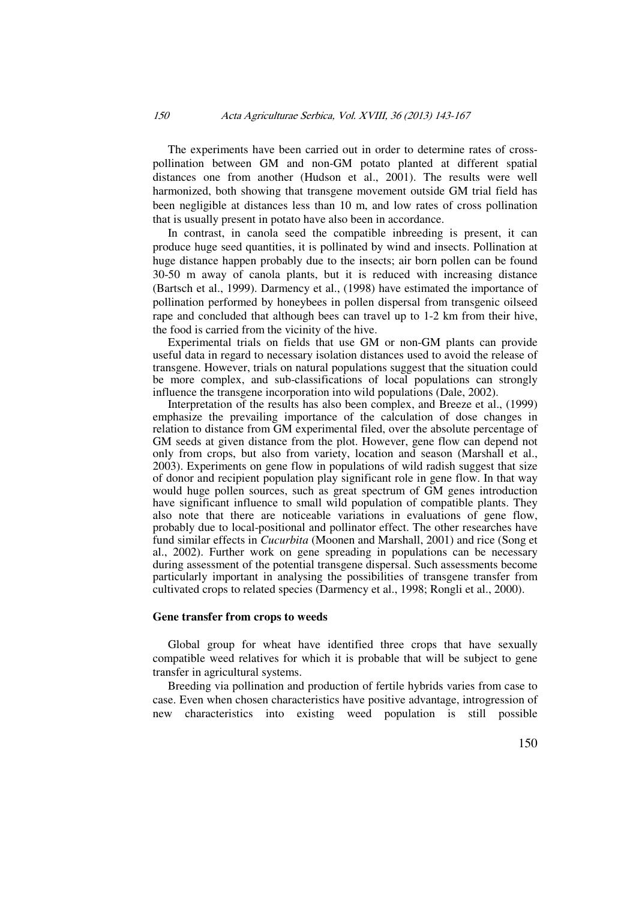The experiments have been carried out in order to determine rates of cross-pollination between GM and non-GM potato planted at different spatial distances one from another (Hudson et al., 2001). The results were well harmonized, both showing that transgene movement outside GM trial field has been negligible at distances less than 10 m, and low rates of cross pollination that is usually present in potato have also been in accordance.

In contrast, in canola seed the compatible inbreeding is present, it can produce huge seed quantities, it is pollinated by wind and insects. Pollination at huge distance happen probably due to the insects; air born pollen can be found 30-50 m away of canola plants, but it is reduced with increasing distance (Bartsch et al., 1999). Darmency et al., (1998) have estimated the importance of pollination performed by honeybees in pollen dispersal from transgenic oilseed rape and concluded that although bees can travel up to 1-2 km from their hive, the food is carried from the vicinity of the hive.

Experimental trials on fields that use GM or non-GM plants can provide useful data in regard to necessary isolation distances used to avoid the release of transgene. However, trials on natural populations suggest that the situation could be more complex, and sub-classifications of local populations can strongly influence the transgene incorporation into wild populations (Dale, 2002).

Interpretation of the results has also been complex, and Breeze et al., (1999) emphasize the prevailing importance of the calculation of dose changes in relation to distance from GM experimental filed, over the absolute percentage of GM seeds at given distance from the plot. However, gene flow can depend not only from crops, but also from variety, location and season (Marshall et al., 2003). Experiments on gene flow in populations of wild radish suggest that size of donor and recipient population play significant role in gene flow. In that way would huge pollen sources, such as great spectrum of GM genes introduction have significant influence to small wild population of compatible plants. They also note that there are noticeable variations in evaluations of gene flow, probably due to local-positional and pollinator effect. The other researches have fund similar effects in *Cucurbita* (Moonen and Marshall, 2001) and rice (Song et al., 2002). Further work on gene spreading in populations can be necessary during assessment of the potential transgene dispersal. Such assessments become particularly important in analysing the possibilities of transgene transfer from cultivated crops to related species (Darmency et al., 1998; Rongli et al., 2000).

**Gene transfer from crops to weeds**

Global group for wheat have identified three crops that have sexually compatible weed relatives for which it is probable that will be subject to gene transfer in agricultural systems.

Breeding via pollination and production of fertile hybrids varies from case to case. Even when chosen characteristics have positive advantage, introgression of new characteristics into existing weed population is still possible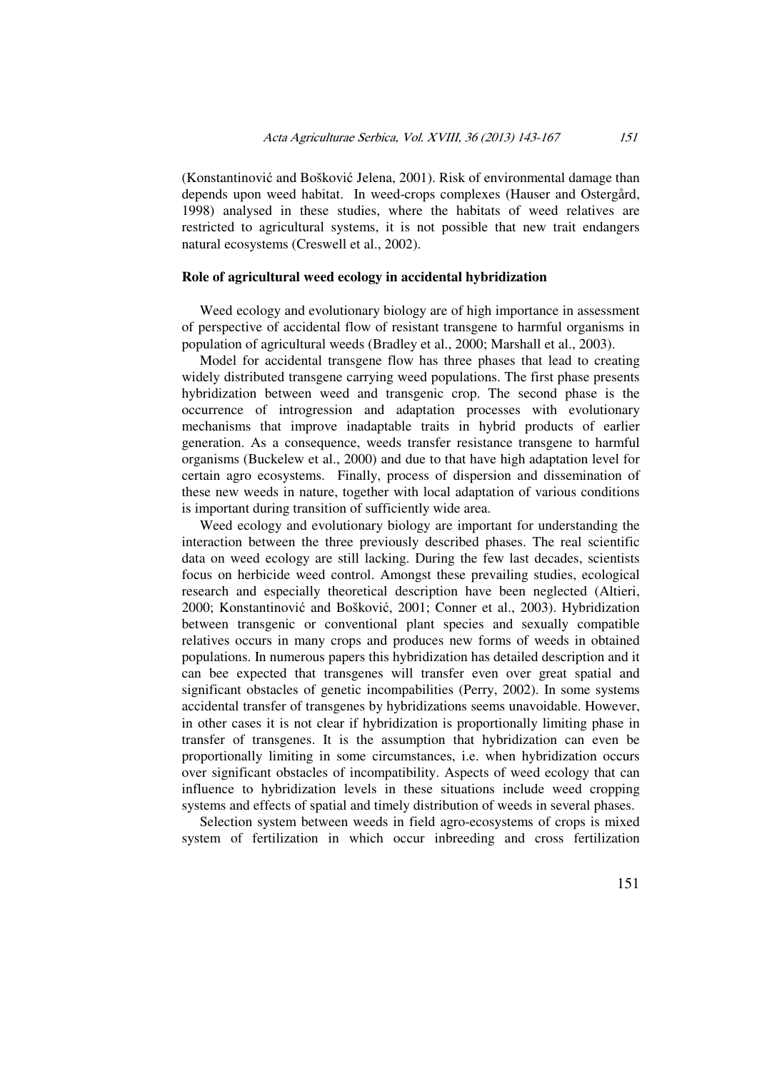(Konstantinović and Bošković Jelena, 2001). Risk of environmental damage than depends upon weed habitat. In weed-crops complexes (Hauser and Ostergård, 1998) analysed in these studies, where the habitats of weed relatives are restricted to agricultural systems, it is not possible that new trait endangers natural ecosystems (Creswell et al., 2002).

**Role of agricultural weed ecology in accidental hybridization**

Weed ecology and evolutionary biology are of high importance in assessment of perspective of accidental flow of resistant transgene to harmful organisms in population of agricultural weeds (Bradley et al., 2000; Marshall et al., 2003).

Model for accidental transgene flow has three phases that lead to creating widely distributed transgene carrying weed populations. The first phase presents hybridization between weed and transgenic crop. The second phase is the occurrence of introgression and adaptation processes with evolutionary mechanisms that improve inadaptable traits in hybrid products of earlier generation. As a consequence, weeds transfer resistance transgene to harmful organisms (Buckelew et al., 2000) and due to that have high adaptation level for certain agro ecosystems. Finally, process of dispersion and dissemination of these new weeds in nature, together with local adaptation of various conditions is important during transition of sufficiently wide area.

Weed ecology and evolutionary biology are important for understanding the interaction between the three previously described phases. The real scientific data on weed ecology are still lacking. During the few last decades, scientists focus on herbicide weed control. Amongst these prevailing studies, ecological research and especially theoretical description have been neglected (Altieri, 2000; Konstantinović and Bošković, 2001; Conner et al., 2003). Hybridization between transgenic or conventional plant species and sexually compatible relatives occurs in many crops and produces new forms of weeds in obtained populations. In numerous papers this hybridization has detailed description and it can bee expected that transgenes will transfer even over great spatial and significant obstacles of genetic incompabilities (Perry, 2002). In some systems accidental transfer of transgenes by hybridizations seems unavoidable. However, in other cases it is not clear if hybridization is proportionally limiting phase in transfer of transgenes. It is the assumption that hybridization can even be proportionally limiting in some circumstances, i.e. when hybridization occurs over significant obstacles of incompatibility. Aspects of weed ecology that can influence to hybridization levels in these situations include weed cropping systems and effects of spatial and timely distribution of weeds in several phases.

Selection system between weeds in field agro-ecosystems of crops is mixed system of fertilization in which occur inbreeding and cross fertilization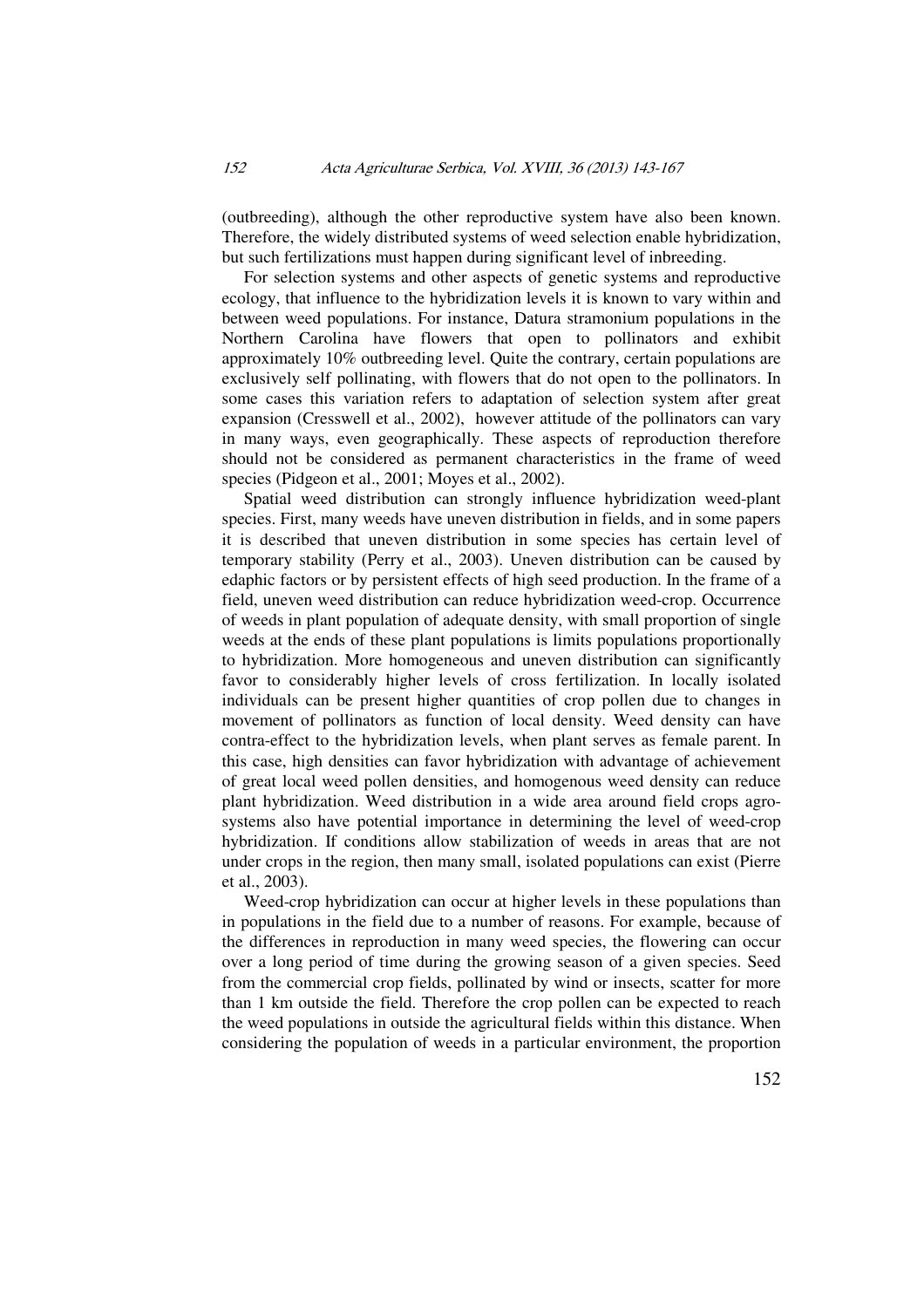(outbreeding), although the other reproductive system have also been known. Therefore, the widely distributed systems of weed selection enable hybridization, but such fertilizations must happen during significant level of inbreeding.

For selection systems and other aspects of genetic systems and reproductive ecology, that influence to the hybridization levels it is known to vary within and between weed populations. For instance, Datura stramonium populations in the Northern Carolina have flowers that open to pollinators and exhibit approximately 10% outbreeding level. Quite the contrary, certain populations are exclusively self pollinating, with flowers that do not open to the pollinators. In some cases this variation refers to adaptation of selection system after great expansion (Cresswell et al., 2002), however attitude of the pollinators can vary in many ways, even geographically. These aspects of reproduction therefore should not be considered as permanent characteristics in the frame of weed species (Pidgeon et al., 2001; Moyes et al., 2002).

Spatial weed distribution can strongly influence hybridization weed-plant species. First, many weeds have uneven distribution in fields, and in some papers it is described that uneven distribution in some species has certain level of temporary stability (Perry et al., 2003). Uneven distribution can be caused by edaphic factors or by persistent effects of high seed production. In the frame of a field, uneven weed distribution can reduce hybridization weed-crop. Occurrence of weeds in plant population of adequate density, with small proportion of single weeds at the ends of these plant populations is limits populations proportionally to hybridization. More homogeneous and uneven distribution can significantly favor to considerably higher levels of cross fertilization. In locally isolated individuals can be present higher quantities of crop pollen due to changes in movement of pollinators as function of local density. Weed density can have contra-effect to the hybridization levels, when plant serves as female parent. In this case, high densities can favor hybridization with advantage of achievement of great local weed pollen densities, and homogenous weed density can reduce plant hybridization. Weed distribution in a wide area around field crops agro-systems also have potential importance in determining the level of weed-crop hybridization. If conditions allow stabilization of weeds in areas that are not under crops in the region, then many small, isolated populations can exist (Pierre et al., 2003).

Weed-crop hybridization can occur at higher levels in these populations than in populations in the field due to a number of reasons. For example, because of the differences in reproduction in many weed species, the flowering can occur over a long period of time during the growing season of a given species. Seed from the commercial crop fields, pollinated by wind or insects, scatter for more than 1 km outside the field. Therefore the crop pollen can be expected to reach the weed populations in outside the agricultural fields within this distance. When considering the population of weeds in a particular environment, the proportion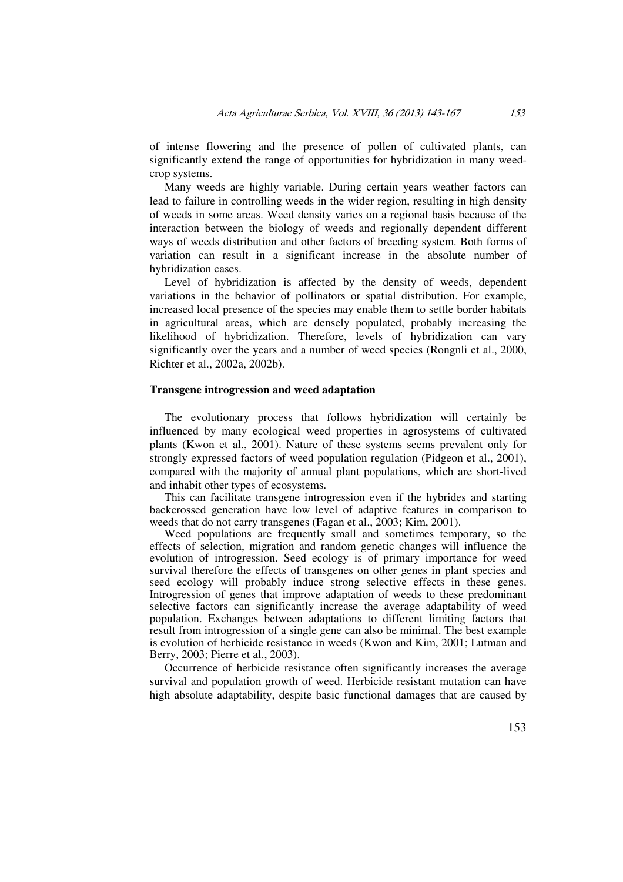of intense flowering and the presence of pollen of cultivated plants, can significantly extend the range of opportunities for hybridization in many weed-crop systems.

Many weeds are highly variable. During certain years weather factors can lead to failure in controlling weeds in the wider region, resulting in high density of weeds in some areas. Weed density varies on a regional basis because of the interaction between the biology of weeds and regionally dependent different ways of weeds distribution and other factors of breeding system. Both forms of variation can result in a significant increase in the absolute number of hybridization cases.

Level of hybridization is affected by the density of weeds, dependent variations in the behavior of pollinators or spatial distribution. For example, increased local presence of the species may enable them to settle border habitats in agricultural areas, which are densely populated, probably increasing the likelihood of hybridization. Therefore, levels of hybridization can vary significantly over the years and a number of weed species (Rongnli et al., 2000, Richter et al., 2002a, 2002b).

### Transgene introgression and weed adaptation

The evolutionary process that follows hybridization will certainly be influenced by many ecological weed properties in agrosystems of cultivated plants (Kwon et al., 2001). Nature of these systems seems prevalent only for strongly expressed factors of weed population regulation (Pidgeon et al., 2001), compared with the majority of annual plant populations, which are short-lived and inhabit other types of ecosystems.

This can facilitate transgene introgression even if the hybrides and starting backcrossed generation have low level of adaptive features in comparison to weeds that do not carry transgenes (Fagan et al., 2003; Kim, 2001).

Weed populations are frequently small and sometimes temporary, so the effects of selection, migration and random genetic changes will influence the evolution of introgression. Seed ecology is of primary importance for weed survival therefore the effects of transgenes on other genes in plant species and seed ecology will probably induce strong selective effects in these genes. Introgression of genes that improve adaptation of weeds to these predominant selective factors can significantly increase the average adaptability of weed population. Exchanges between adaptations to different limiting factors that result from introgression of a single gene can also be minimal. The best example is evolution of herbicide resistance in weeds (Kwon and Kim, 2001; Lutman and Berry, 2003; Pierre et al., 2003).

Occurrence of herbicide resistance often significantly increases the average survival and population growth of weed. Herbicide resistant mutation can have high absolute adaptability, despite basic functional damages that are caused by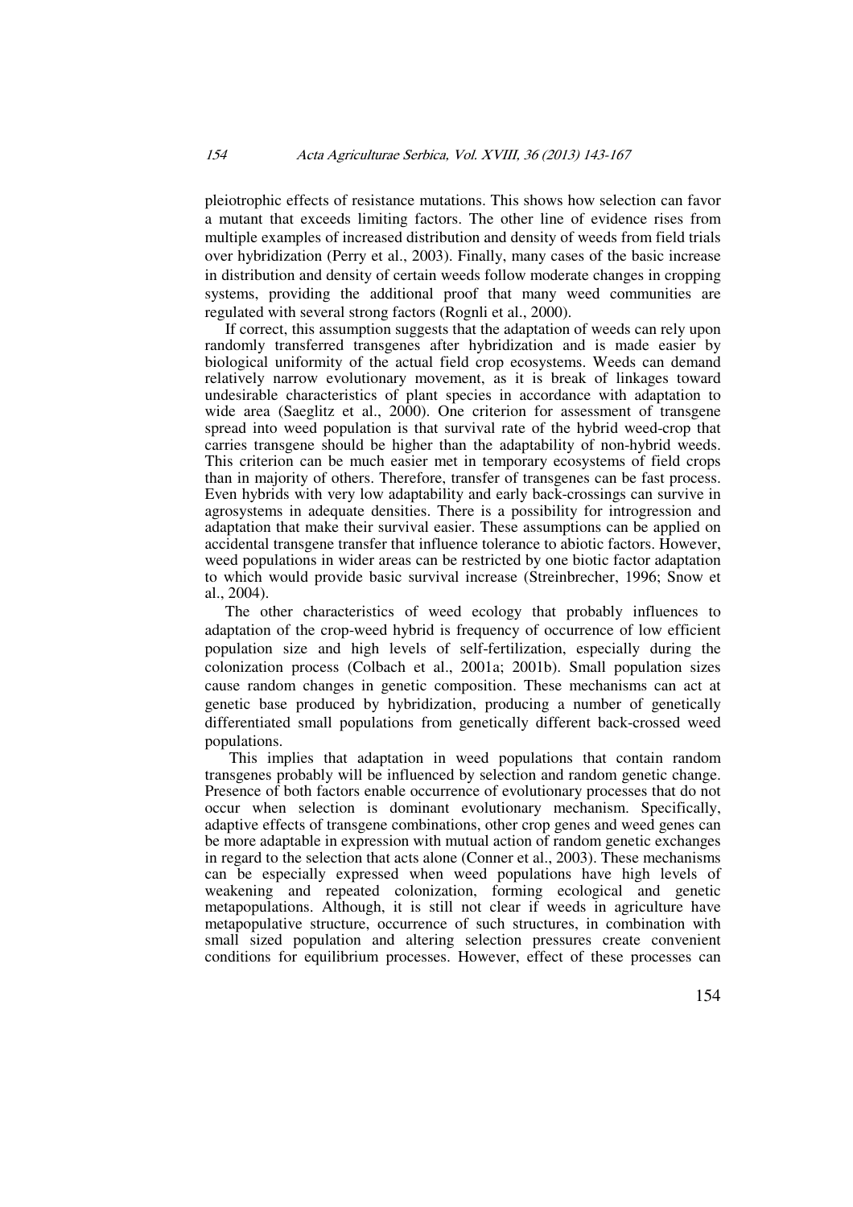pleiotrophic effects of resistance mutations. This shows how selection can favor a mutant that exceeds limiting factors. The other line of evidence rises from multiple examples of increased distribution and density of weeds from field trials over hybridization (Perry et al., 2003). Finally, many cases of the basic increase in distribution and density of certain weeds follow moderate changes in cropping systems, providing the additional proof that many weed communities are regulated with several strong factors (Rognli et al., 2000).

If correct, this assumption suggests that the adaptation of weeds can rely upon randomly transferred transgenes after hybridization and is made easier by biological uniformity of the actual field crop ecosystems. Weeds can demand relatively narrow evolutionary movement, as it is break of linkages toward undesirable characteristics of plant species in accordance with adaptation to wide area (Saeglitz et al., 2000). One criterion for assessment of transgene spread into weed population is that survival rate of the hybrid weed-crop that carries transgene should be higher than the adaptability of non-hybrid weeds. This criterion can be much easier met in temporary ecosystems of field crops than in majority of others. Therefore, transfer of transgenes can be fast process. Even hybrids with very low adaptability and early back-crossings can survive in agrosystems in adequate densities. There is a possibility for introgression and adaptation that make their survival easier. These assumptions can be applied on accidental transgene transfer that influence tolerance to abiotic factors. However, weed populations in wider areas can be restricted by one biotic factor adaptation to which would provide basic survival increase (Streinbrecher, 1996; Snow et al., 2004).

The other characteristics of weed ecology that probably influences to adaptation of the crop-weed hybrid is frequency of occurrence of low efficient population size and high levels of self-fertilization, especially during the colonization process (Colbach et al., 2001a; 2001b). Small population sizes cause random changes in genetic composition. These mechanisms can act at genetic base produced by hybridization, producing a number of genetically differentiated small populations from genetically different back-crossed weed populations.

This implies that adaptation in weed populations that contain random transgenes probably will be influenced by selection and random genetic change. Presence of both factors enable occurrence of evolutionary processes that do not occur when selection is dominant evolutionary mechanism. Specifically, adaptive effects of transgene combinations, other crop genes and weed genes can be more adaptable in expression with mutual action of random genetic exchanges in regard to the selection that acts alone (Conner et al., 2003). These mechanisms can be especially expressed when weed populations have high levels of weakening and repeated colonization, forming ecological and genetic metapopulations. Although, it is still not clear if weeds in agriculture have metapopulative structure, occurrence of such structures, in combination with small sized population and altering selection pressures create convenient conditions for equilibrium processes. However, effect of these processes can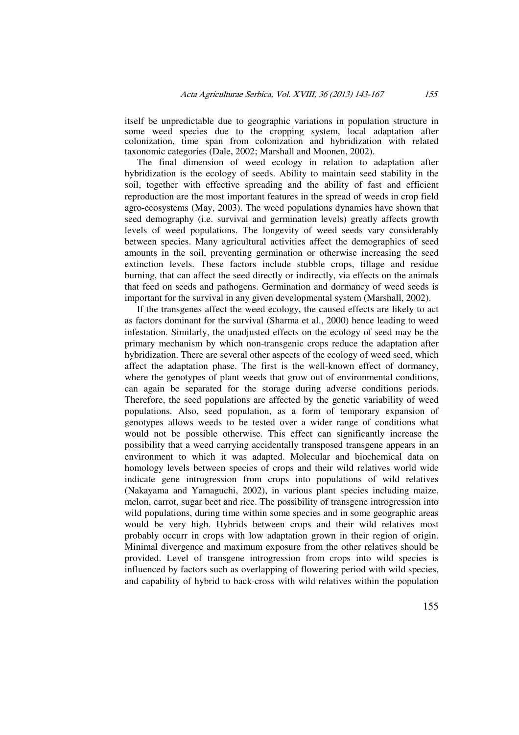itself be unpredictable due to geographic variations in population structure in some weed species due to the cropping system, local adaptation after colonization, time span from colonization and hybridization with related taxonomic categories (Dale, 2002; Marshall and Moonen, 2002).

The final dimension of weed ecology in relation to adaptation after hybridization is the ecology of seeds. Ability to maintain seed stability in the soil, together with effective spreading and the ability of fast and efficient reproduction are the most important features in the spread of weeds in crop field agro-ecosystems (May, 2003). The weed populations dynamics have shown that seed demography (i.e. survival and germination levels) greatly affects growth levels of weed populations. The longevity of weed seeds vary considerably between species. Many agricultural activities affect the demographics of seed amounts in the soil, preventing germination or otherwise increasing the seed extinction levels. These factors include stubble crops, tillage and residue burning, that can affect the seed directly or indirectly, via effects on the animals that feed on seeds and pathogens. Germination and dormancy of weed seeds is important for the survival in any given developmental system (Marshall, 2002).

If the transgenes affect the weed ecology, the caused effects are likely to act as factors dominant for the survival (Sharma et al., 2000) hence leading to weed infestation. Similarly, the unadjusted effects on the ecology of seed may be the primary mechanism by which non-transgenic crops reduce the adaptation after hybridization. There are several other aspects of the ecology of weed seed, which affect the adaptation phase. The first is the well-known effect of dormancy, where the genotypes of plant weeds that grow out of environmental conditions, can again be separated for the storage during adverse conditions periods. Therefore, the seed populations are affected by the genetic variability of weed populations. Also, seed population, as a form of temporary expansion of genotypes allows weeds to be tested over a wider range of conditions what would not be possible otherwise. This effect can significantly increase the possibility that a weed carrying accidentally transposed transgene appears in an environment to which it was adapted. Molecular and biochemical data on homology levels between species of crops and their wild relatives world wide indicate gene introgression from crops into populations of wild relatives (Nakayama and Yamaguchi, 2002), in various plant species including maize, melon, carrot, sugar beet and rice. The possibility of transgene introgression into wild populations, during time within some species and in some geographic areas would be very high. Hybrids between crops and their wild relatives most probably occurr in crops with low adaptation grown in their region of origin. Minimal divergence and maximum exposure from the other relatives should be provided. Level of transgene introgression from crops into wild species is influenced by factors such as overlapping of flowering period with wild species, and capability of hybrid to back-cross with wild relatives within the population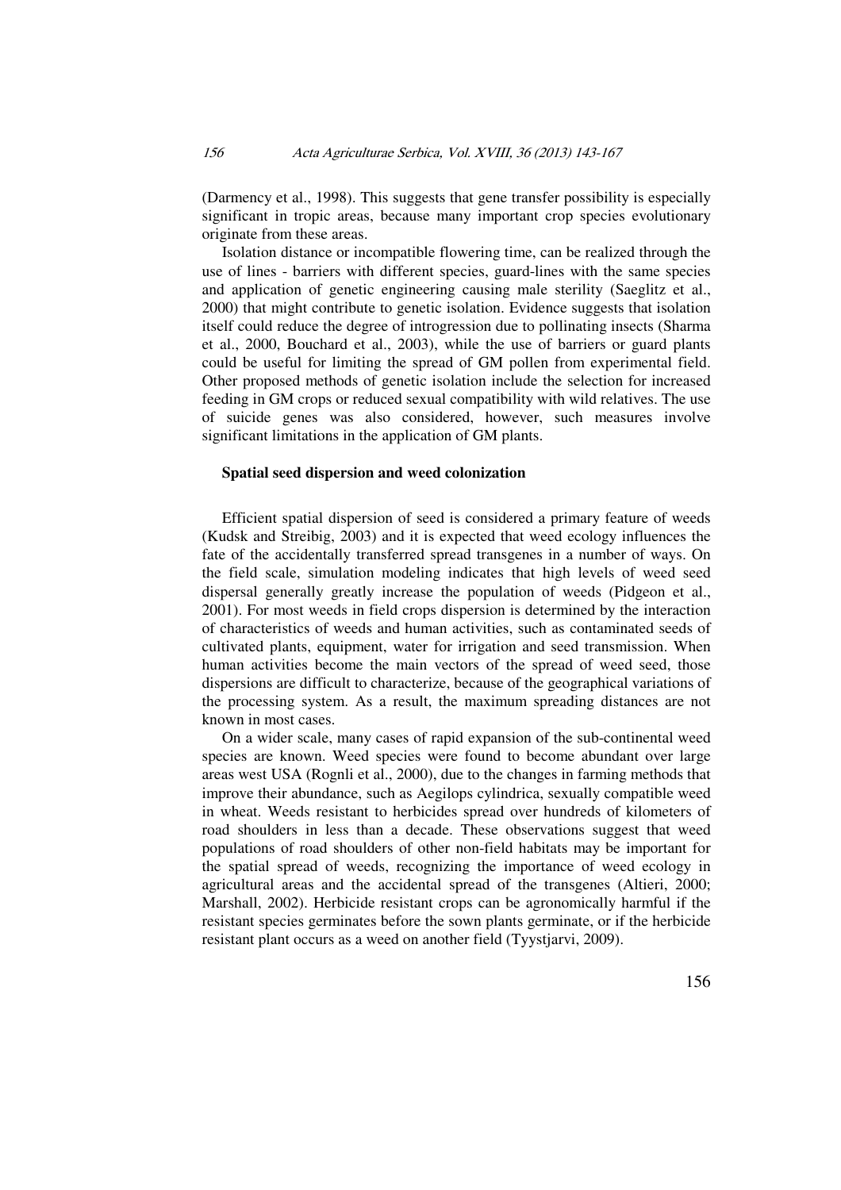(Darmency et al., 1998). This suggests that gene transfer possibility is especially significant in tropic areas, because many important crop species evolutionary originate from these areas.

Isolation distance or incompatible flowering time, can be realized through the use of lines - barriers with different species, guard-lines with the same species and application of genetic engineering causing male sterility (Saeglitz et al., 2000) that might contribute to genetic isolation. Evidence suggests that isolation itself could reduce the degree of introgression due to pollinating insects (Sharma et al., 2000, Bouchard et al., 2003), while the use of barriers or guard plants could be useful for limiting the spread of GM pollen from experimental field. Other proposed methods of genetic isolation include the selection for increased feeding in GM crops or reduced sexual compatibility with wild relatives. The use of suicide genes was also considered, however, such measures involve significant limitations in the application of GM plants.

### Spatial seed dispersion and weed colonization

Efficient spatial dispersion of seed is considered a primary feature of weeds (Kudsk and Streibig, 2003) and it is expected that weed ecology influences the fate of the accidentally transferred spread transgenes in a number of ways. On the field scale, simulation modeling indicates that high levels of weed seed dispersal generally greatly increase the population of weeds (Pidgeon et al., 2001). For most weeds in field crops dispersion is determined by the interaction of characteristics of weeds and human activities, such as contaminated seeds of cultivated plants, equipment, water for irrigation and seed transmission. When human activities become the main vectors of the spread of weed seed, those dispersions are difficult to characterize, because of the geographical variations of the processing system. As a result, the maximum spreading distances are not known in most cases.

On a wider scale, many cases of rapid expansion of the sub-continental weed species are known. Weed species were found to become abundant over large areas west USA (Rognli et al., 2000), due to the changes in farming methods that improve their abundance, such as Aegilops cylindrica, sexually compatible weed in wheat. Weeds resistant to herbicides spread over hundreds of kilometers of road shoulders in less than a decade. These observations suggest that weed populations of road shoulders of other non-field habitats may be important for the spatial spread of weeds, recognizing the importance of weed ecology in agricultural areas and the accidental spread of the transgenes (Altieri, 2000; Marshall, 2002). Herbicide resistant crops can be agronomically harmful if the resistant species germinates before the sown plants germinate, or if the herbicide resistant plant occurs as a weed on another field (Tyystjarvi, 2009).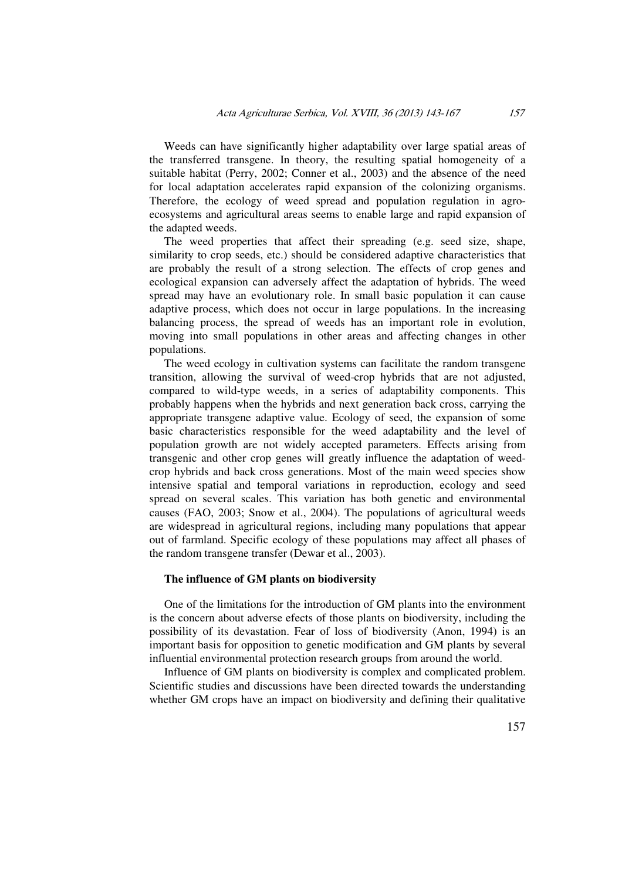Weeds can have significantly higher adaptability over large spatial areas of the transferred transgene. In theory, the resulting spatial homogeneity of a suitable habitat (Perry, 2002; Conner et al., 2003) and the absence of the need for local adaptation accelerates rapid expansion of the colonizing organisms. Therefore, the ecology of weed spread and population regulation in agro-ecosystems and agricultural areas seems to enable large and rapid expansion of the adapted weeds.

The weed properties that affect their spreading (e.g. seed size, shape, similarity to crop seeds, etc.) should be considered adaptive characteristics that are probably the result of a strong selection. The effects of crop genes and ecological expansion can adversely affect the adaptation of hybrids. The weed spread may have an evolutionary role. In small basic population it can cause adaptive process, which does not occur in large populations. In the increasing balancing process, the spread of weeds has an important role in evolution, moving into small populations in other areas and affecting changes in other populations.

The weed ecology in cultivation systems can facilitate the random transgene transition, allowing the survival of weed-crop hybrids that are not adjusted, compared to wild-type weeds, in a series of adaptability components. This probably happens when the hybrids and next generation back cross, carrying the appropriate transgene adaptive value. Ecology of seed, the expansion of some basic characteristics responsible for the weed adaptability and the level of population growth are not widely accepted parameters. Effects arising from transgenic and other crop genes will greatly influence the adaptation of weed-crop hybrids and back cross generations. Most of the main weed species show intensive spatial and temporal variations in reproduction, ecology and seed spread on several scales. This variation has both genetic and environmental causes (FAO, 2003; Snow et al., 2004). The populations of agricultural weeds are widespread in agricultural regions, including many populations that appear out of farmland. Specific ecology of these populations may affect all phases of the random transgene transfer (Dewar et al., 2003).

### The influence of GM plants on biodiversity

One of the limitations for the introduction of GM plants into the environment is the concern about adverse efects of those plants on biodiversity, including the possibility of its devastation. Fear of loss of biodiversity (Anon, 1994) is an important basis for opposition to genetic modification and GM plants by several influential environmental protection research groups from around the world.

Influence of GM plants on biodiversity is complex and complicated problem. Scientific studies and discussions have been directed towards the understanding whether GM crops have an impact on biodiversity and defining their qualitative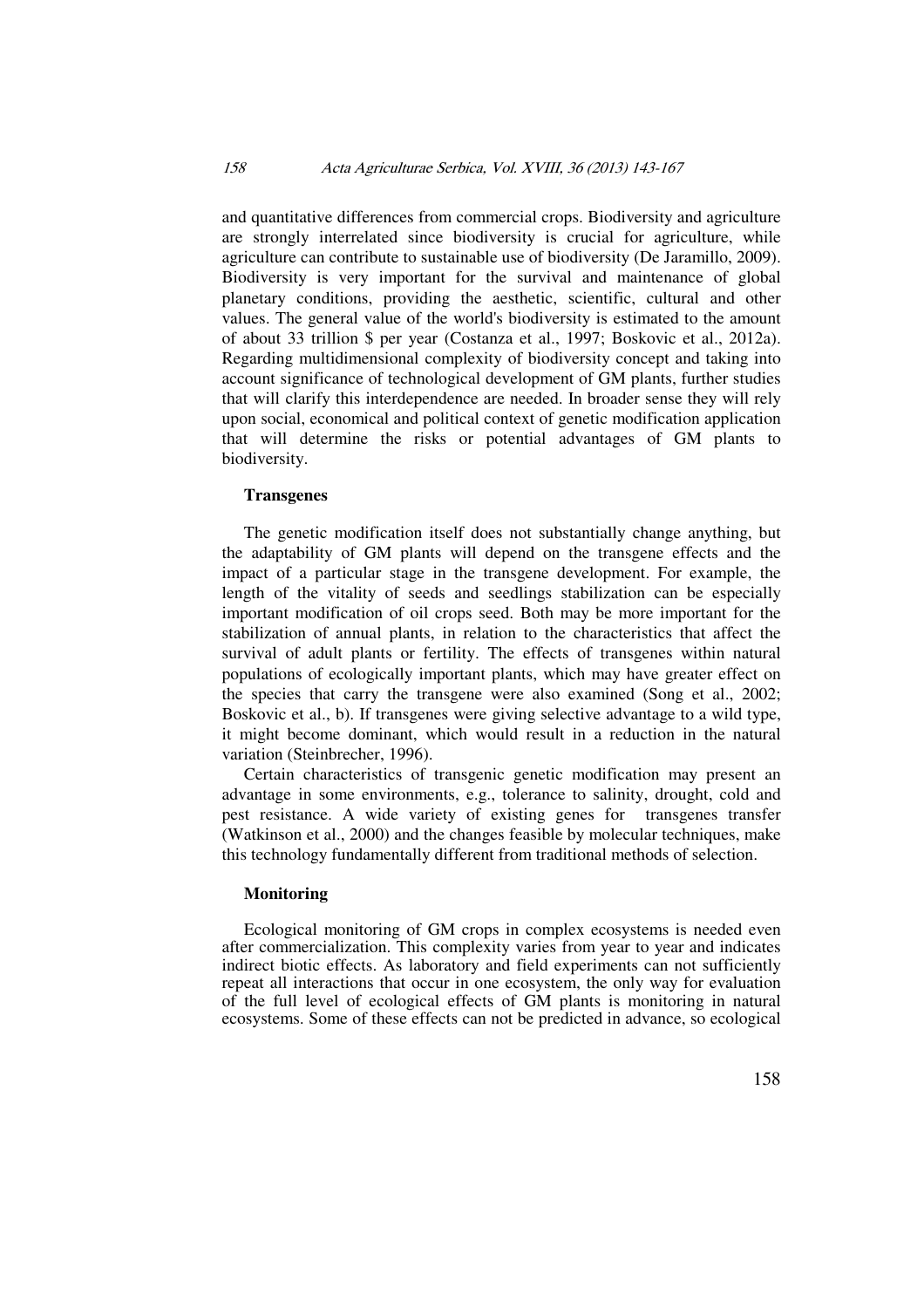and quantitative differences from commercial crops. Biodiversity and agriculture are strongly interrelated since biodiversity is crucial for agriculture, while agriculture can contribute to sustainable use of biodiversity (De Jaramillo, 2009). Biodiversity is very important for the survival and maintenance of global planetary conditions, providing the aesthetic, scientific, cultural and other values. The general value of the world's biodiversity is estimated to the amount of about 33 trillion $ per year (Costanza et al., 1997; Boskovic et al., 2012a). Regarding multidimensional complexity of biodiversity concept and taking into account significance of technological development of GM plants, further studies that will clarify this interdependence are needed. In broader sense they will rely upon social, economical and political context of genetic modification application that will determine the risks or potential advantages of GM plants to biodiversity.

**Transgenes**

The genetic modification itself does not substantially change anything, but the adaptability of GM plants will depend on the transgene effects and the impact of a particular stage in the transgene development. For example, the length of the vitality of seeds and seedlings stabilization can be especially important modification of oil crops seed. Both may be more important for the stabilization of annual plants, in relation to the characteristics that affect the survival of adult plants or fertility. The effects of transgenes within natural populations of ecologically important plants, which may have greater effect on the species that carry the transgene were also examined (Song et al., 2002; Boskovic et al., b). If transgenes were giving selective advantage to a wild type, it might become dominant, which would result in a reduction in the natural variation (Steinbrecher, 1996).

Certain characteristics of transgenic genetic modification may present an advantage in some environments, e.g., tolerance to salinity, drought, cold and pest resistance. A wide variety of existing genes for transgenes transfer (Watkinson et al., 2000) and the changes feasible by molecular techniques, make this technology fundamentally different from traditional methods of selection.

**Monitoring**

Ecological monitoring of GM crops in complex ecosystems is needed even after commercialization. This complexity varies from year to year and indicates indirect biotic effects. As laboratory and field experiments can not sufficiently repeat all interactions that occur in one ecosystem, the only way for evaluation of the full level of ecological effects of GM plants is monitoring in natural ecosystems. Some of these effects can not be predicted in advance, so ecological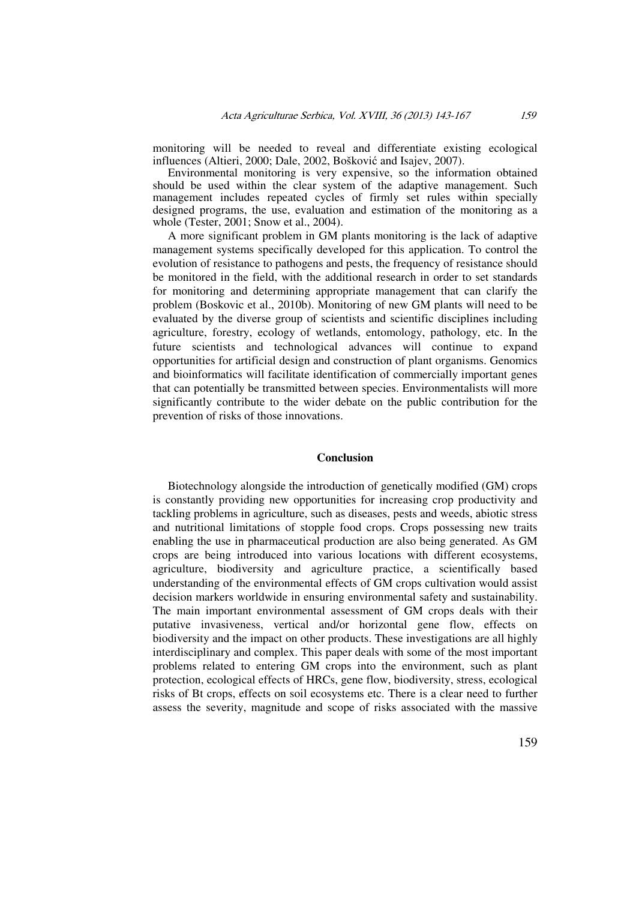monitoring will be needed to reveal and differentiate existing ecological influences (Altieri, 2000; Dale, 2002, Bošković and Isajev, 2007).

Environmental monitoring is very expensive, so the information obtained should be used within the clear system of the adaptive management. Such management includes repeated cycles of firmly set rules within specially designed programs, the use, evaluation and estimation of the monitoring as a whole (Tester, 2001; Snow et al., 2004).

A more significant problem in GM plants monitoring is the lack of adaptive management systems specifically developed for this application. To control the evolution of resistance to pathogens and pests, the frequency of resistance should be monitored in the field, with the additional research in order to set standards for monitoring and determining appropriate management that can clarify the problem (Boskovic et al., 2010b). Monitoring of new GM plants will need to be evaluated by the diverse group of scientists and scientific disciplines including agriculture, forestry, ecology of wetlands, entomology, pathology, etc. In the future scientists and technological advances will continue to expand opportunities for artificial design and construction of plant organisms. Genomics and bioinformatics will facilitate identification of commercially important genes that can potentially be transmitted between species. Environmentalists will more significantly contribute to the wider debate on the public contribution for the prevention of risks of those innovations.

## Conclusion

Biotechnology alongside the introduction of genetically modified (GM) crops is constantly providing new opportunities for increasing crop productivity and tackling problems in agriculture, such as diseases, pests and weeds, abiotic stress and nutritional limitations of stopple food crops. Crops possessing new traits enabling the use in pharmaceutical production are also being generated. As GM crops are being introduced into various locations with different ecosystems, agriculture, biodiversity and agriculture practice, a scientifically based understanding of the environmental effects of GM crops cultivation would assist decision markers worldwide in ensuring environmental safety and sustainability. The main important environmental assessment of GM crops deals with their putative invasiveness, vertical and/or horizontal gene flow, effects on biodiversity and the impact on other products. These investigations are all highly interdisciplinary and complex. This paper deals with some of the most important problems related to entering GM crops into the environment, such as plant protection, ecological effects of HRCs, gene flow, biodiversity, stress, ecological risks of Bt crops, effects on soil ecosystems etc. There is a clear need to further assess the severity, magnitude and scope of risks associated with the massive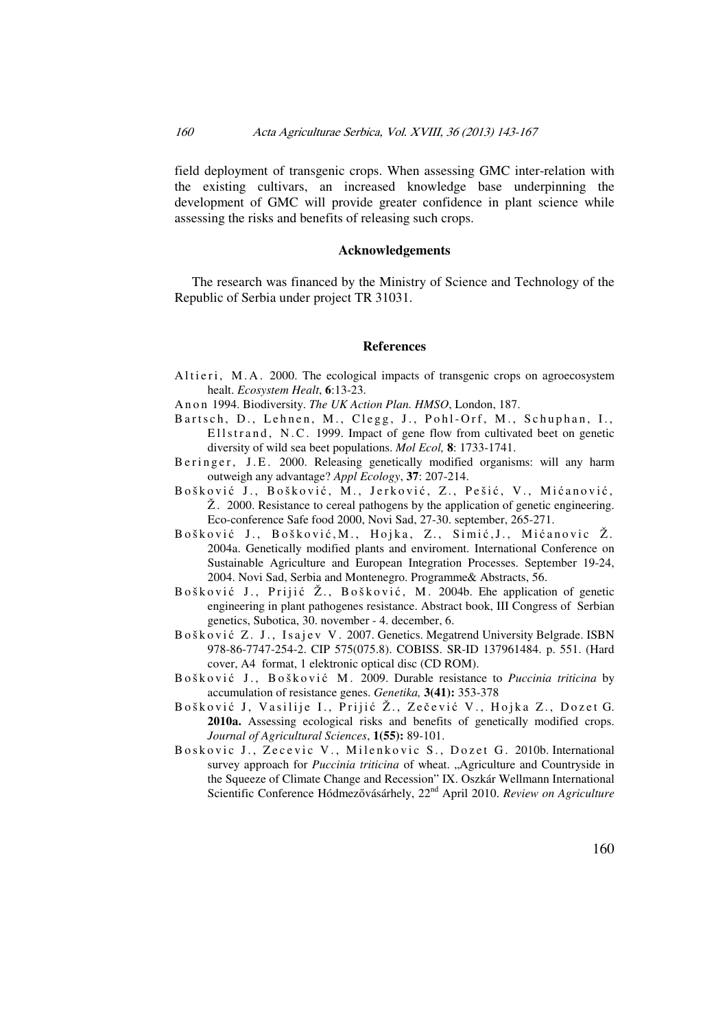field deployment of transgenic crops. When assessing GMC inter-relation with the existing cultivars, an increased knowledge base underpinning the development of GMC will provide greater confidence in plant science while assessing the risks and benefits of releasing such crops.

### Acknowledgements

The research was financed by the Ministry of Science and Technology of the Republic of Serbia under project TR 31031.

### References

Altieri, M.A. 2000. The ecological impacts of transgenic crops on agroecosystem healt. *Ecosystem Healt*, **6**:13-23.

Anon 1994. Biodiversity. *The UK Action Plan. HMSO*, London, 187.

Bartsch, D., Lehnen, M., Clegg, J., Pohl-Orf, M., Schuphan, I., Ellstrand, N.C. 1999. Impact of gene flow from cultivated beet on genetic diversity of wild sea beet populations. *Mol Ecol,* **8**: 1733-1741.

Beringer, J.E. 2000. Releasing genetically modified organisms: will any harm outweigh any advantage? *Appl Ecology*, **37**: 207-214.

Bošković J., Bošković, M., Jerković, Z., Pešić, V., Mićanović, Ž. 2000. Resistance to cereal pathogens by the application of genetic engineering. Eco-conference Safe food 2000, Novi Sad, 27-30. september, 265-271.

Bošković J., Bošković,M., Hojka, Z., Simić,J., Mićanovic Ž. 2004a. Genetically modified plants and enviroment. International Conference on Sustainable Agriculture and European Integration Processes. September 19-24, 2004. Novi Sad, Serbia and Montenegro. Programme& Abstracts, 56.

Bošković J., Prijić Ž., Bošković, M. 2004b. Ehe application of genetic engineering in plant pathogenes resistance. Abstract book, III Congress of Serbian genetics, Subotica, 30. november - 4. december, 6.

Bošković Z. J., Isajev V. 2007. Genetics. Megatrend University Belgrade. ISBN 978-86-7747-254-2. CIP 575(075.8). COBISS. SR-ID 137961484. p. 551. (Hard cover, A4 format, 1 elektronic optical disc (CD ROM).

Bošković J., Bošković M. 2009. Durable resistance to *Puccinia triticina* by accumulation of resistance genes. *Genetika,* **3(41):** 353-378

Bošković J, Vasilije I., Prijić Ž., Zečević V., Hojka Z., Dozet G. **2010a.** Assessing ecological risks and benefits of genetically modified crops. *Journal of Agricultural Sciences*, **1(55):** 89-101.

Boskovic J., Zecevic V., Milenkovic S., Dozet G. 2010b. International survey approach for *Puccinia triticina* of wheat. „Agriculture and Countryside in the Squeeze of Climate Change and Recession" IX. Oszkár Wellmann International Scientific Conference Hódmezővásárhely, 22nd April 2010. *Review on Agriculture*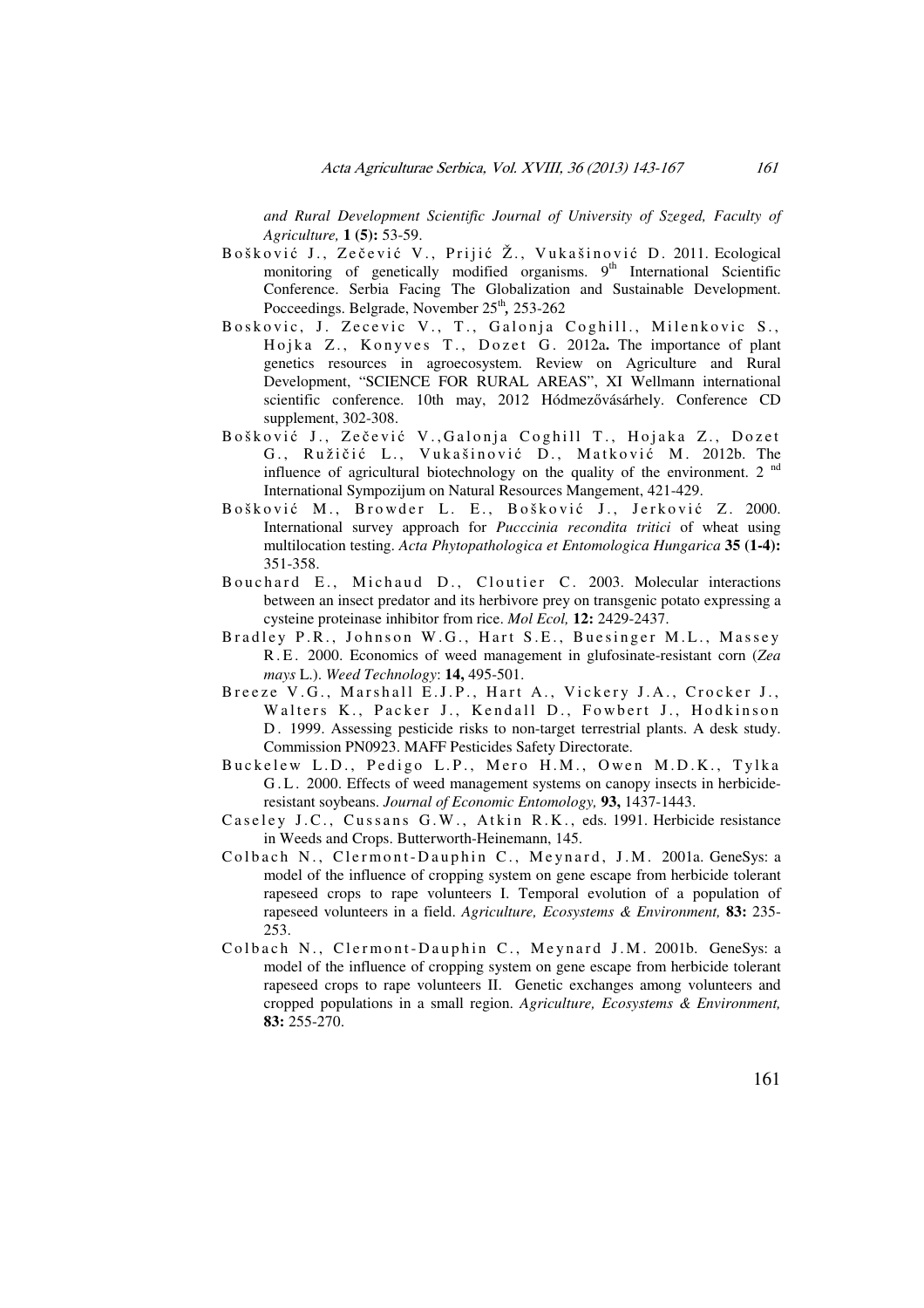*and Rural Development Scientific Journal of University of Szeged, Faculty of Agriculture,* **1 (5):** 53-59.

Bošković J., Zečević V., Prijić Ž., Vukašinović D. 2011. Ecological monitoring of genetically modified organisms. 9th International Scientific Conference. Serbia Facing The Globalization and Sustainable Development. Pocceedings. Belgrade, November 25th**,** 253-262

Boskovic, J. Zecevic V., T., Galonja Coghill., Milenkovic S., Hojka Z., Konyves T., Dozet G. 2012a**.** The importance of plant genetics resources in agroecosystem. Review on Agriculture and Rural Development, "SCIENCE FOR RURAL AREAS", XI Wellmann international scientific conference. 10th may, 2012 Hódmezővásárhely. Conference CD supplement, 302-308.

Bošković J., Zečević V.,Galonja Coghill T., Hojaka Z., Dozet G., Ružičić L., Vukašinović D., Matković M. 2012b. The influence of agricultural biotechnology on the quality of the environment. 2 nd International Sympozijum on Natural Resources Mangement, 421-429.

Bošković M., Browder L. E., Bošković J., Jerković Z. 2000. International survey approach for *Pucccinia recondita tritici* of wheat using multilocation testing. *Acta Phytopathologica et Entomologica Hungarica* **35 (1-4):** 351-358.

Bouchard E., Michaud D., Cloutier C. 2003. Molecular interactions between an insect predator and its herbivore prey on transgenic potato expressing a cysteine proteinase inhibitor from rice. *Mol Ecol,* **12:** 2429-2437.

Bradley P.R., Johnson W.G., Hart S.E., Buesinger M.L., Massey R.E. 2000. Economics of weed management in glufosinate-resistant corn (*Zea mays* L.). *Weed Technology*: **14,** 495-501.

Breeze V.G., Marshall E.J.P., Hart A., Vickery J.A., Crocker J., Walters K., Packer J., Kendall D., Fowbert J., Hodkinson D. 1999. Assessing pesticide risks to non-target terrestrial plants. A desk study. Commission PN0923. MAFF Pesticides Safety Directorate.

Buckelew L.D., Pedigo L.P., Mero H.M., Owen M.D.K., Tylka G.L. 2000. Effects of weed management systems on canopy insects in herbicide-resistant soybeans. *Journal of Economic Entomology,* **93,** 1437-1443.

Caseley J.C., Cussans G.W., Atkin R.K., eds. 1991. Herbicide resistance in Weeds and Crops. Butterworth-Heinemann, 145.

Colbach N., Clermont-Dauphin C., Meynard, J.M. 2001a. GeneSys: a model of the influence of cropping system on gene escape from herbicide tolerant rapeseed crops to rape volunteers I. Temporal evolution of a population of rapeseed volunteers in a field. *Agriculture, Ecosystems & Environment,* **83:** 235-253.

Colbach N., Clermont-Dauphin C., Meynard J.M. 2001b. GeneSys: a model of the influence of cropping system on gene escape from herbicide tolerant rapeseed crops to rape volunteers II. Genetic exchanges among volunteers and cropped populations in a small region. *Agriculture, Ecosystems & Environment,* **83:** 255-270.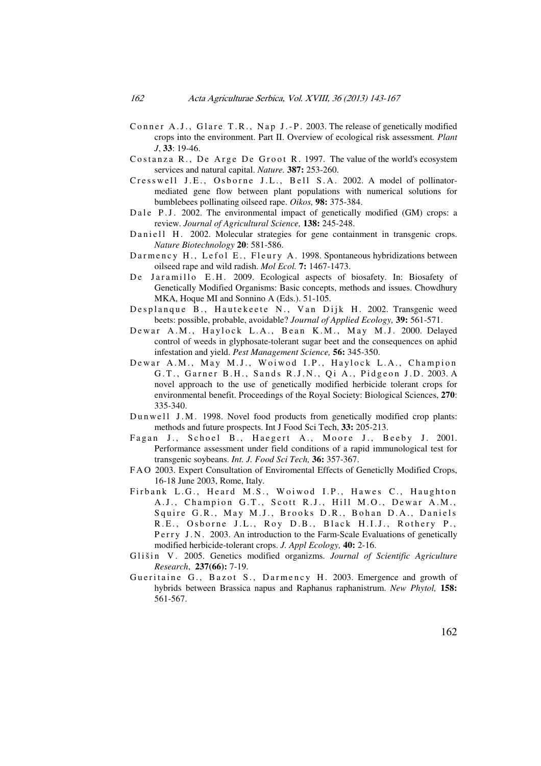Conner A.J., Glare T.R., Nap J.-P. 2003. The release of genetically modified crops into the environment. Part II. Overview of ecological risk assessment*. Plant J*, **33**: 19-46.

Costanza R., De Arge De Groot R. 1997. The value of the world's ecosystem services and natural capital. *Nature.* **387:** 253-260.

Cresswell J.E., Osborne J.L., Bell S.A. 2002. A model of pollinator-mediated gene flow between plant populations with numerical solutions for bumblebees pollinating oilseed rape. *Oikos,* **98:** 375-384.

Dale P.J. 2002. The environmental impact of genetically modified (GM) crops: a review. *Journal of Agricultural Science,* **138:** 245-248.

Daniell H. 2002. Molecular strategies for gene containment in transgenic crops. *Nature Biotechnology* **20**: 581-586.

Darmency H., Lefol E., Fleury A. 1998. Spontaneous hybridizations between oilseed rape and wild radish. *Mol Ecol.* **7:** 1467-1473.

De Jaramillo E.H. 2009. Ecological aspects of biosafety. In: Biosafety of Genetically Modified Organisms: Basic concepts, methods and issues. Chowdhury MKA, Hoque MI and Sonnino A (Eds.). 51-105.

Desplanque B., Hautekeete N., Van Dijk H. 2002. Transgenic weed beets: possible, probable, avoidable? *Journal of Applied Ecology,* **39:** 561-571.

Dewar A.M., Haylock L.A., Bean K.M., May M.J. 2000. Delayed control of weeds in glyphosate-tolerant sugar beet and the consequences on aphid infestation and yield. *Pest Management Science,* **56:** 345-350.

Dewar A.M., May M.J., Woiwod I.P., Haylock L.A., Champion G.T., Garner B.H., Sands R.J.N., Qi A., Pidgeon J.D. 2003. A novel approach to the use of genetically modified herbicide tolerant crops for environmental benefit. Proceedings of the Royal Society: Biological Sciences, **270**: 335-340.

Dunwell J.M. 1998. Novel food products from genetically modified crop plants: methods and future prospects. Int J Food Sci Tech, **33:** 205-213.

Fagan J., Schoel B., Haegert A., Moore J., Beeby J. 2001. Performance assessment under field conditions of a rapid immunological test for transgenic soybeans. *Int. J. Food Sci Tech,* **36:** 357-367.

FAO 2003. Expert Consultation of Enviromental Effects of Geneticlly Modified Crops, 16-18 June 2003, Rome, Italy.

Firbank L.G., Heard M.S., Woiwod I.P., Hawes C., Haughton A.J., Champion G.T., Scott R.J., Hill M.O., Dewar A.M., Squire G.R., May M.J., Brooks D.R., Bohan D.A., Daniels R.E., Osborne J.L., Roy D.B., Black H.I.J., Rothery P., Perry J.N. 2003. An introduction to the Farm-Scale Evaluations of genetically modified herbicide-tolerant crops. *J. Appl Ecology,* **40:** 2-16.

Glišin V. 2005. Genetics modified organizms. *Journal of Scientific Agriculture Research*, **237(66):** 7-19.

Gueritaine G., Bazot S., Darmency H. 2003. Emergence and growth of hybrids between Brassica napus and Raphanus raphanistrum. *New Phytol,* **158:** 561-567.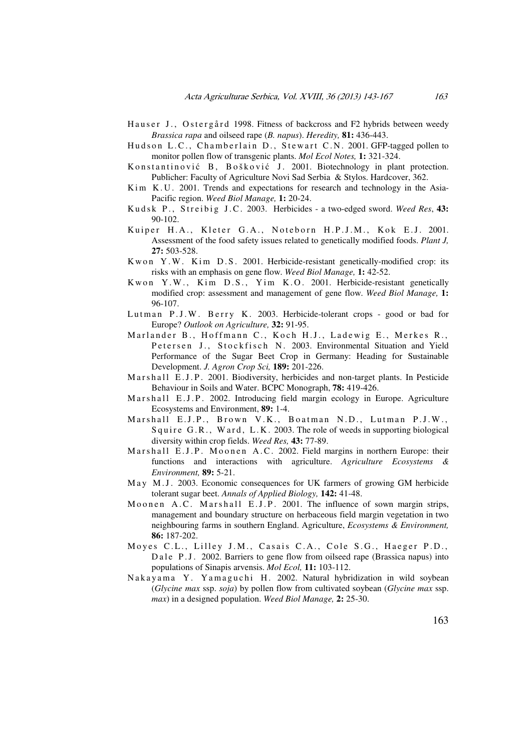Hauser J., Ostergård 1998. Fitness of backcross and F2 hybrids between weedy *Brassica rapa* and oilseed rape (*B. napus*). *Heredity,* **81:** 436-443.

Hudson L.C., Chamberlain D., Stewart C.N. 2001. GFP-tagged pollen to monitor pollen flow of transgenic plants. *Mol Ecol Notes,* **1:** 321-324.

Konstantinović B, Bošković J. 2001. Biotechnology in plant protection. Publicher: Faculty of Agriculture Novi Sad Serbia & Stylos. Hardcover, 362.

Kim K.U. 2001. Trends and expectations for research and technology in the Asia-Pacific region. *Weed Biol Manage,* **1:** 20-24.

Kudsk P., Streibig J.C. 2003. Herbicides - a two-edged sword. *Weed Res*, **43:** 90-102.

Kuiper H.A., Kleter G.A., Noteborn H.P.J.M., Kok E.J. 2001. Assessment of the food safety issues related to genetically modified foods. *Plant J,* **27:** 503-528.

Kwon Y.W. Kim D.S. 2001. Herbicide-resistant genetically-modified crop: its risks with an emphasis on gene flow. *Weed Biol Manage,* **1:** 42-52.

Kwon Y.W., Kim D.S., Yim K.O. 2001. Herbicide-resistant genetically modified crop: assessment and management of gene flow. *Weed Biol Manage,* **1:** 96-107.

Lutman P.J.W. Berry K. 2003. Herbicide-tolerant crops - good or bad for Europe? *Outlook on Agriculture,* **32:** 91-95.

Marlander B., Hoffmann C., Koch H.J., Ladewig E., Merkes R., Petersen J., Stockfisch N. 2003. Environmental Situation and Yield Performance of the Sugar Beet Crop in Germany: Heading for Sustainable Development. *J. Agron Crop Sci,* **189:** 201-226.

Marshall E.J.P. 2001. Biodiversity, herbicides and non-target plants. In Pesticide Behaviour in Soils and Water. BCPC Monograph, **78:** 419-426.

Marshall E.J.P. 2002. Introducing field margin ecology in Europe. Agriculture Ecosystems and Environment, **89:** 1-4.

Marshall E.J.P., Brown V.K., Boatman N.D., Lutman P.J.W., Squire G.R., Ward, L.K. 2003. The role of weeds in supporting biological diversity within crop fields. *Weed Res,* **43:** 77-89.

Marshall E.J.P. Moonen A.C. 2002. Field margins in northern Europe: their functions and interactions with agriculture. *Agriculture Ecosystems & Environment,* **89:** 5-21.

May M.J. 2003. Economic consequences for UK farmers of growing GM herbicide tolerant sugar beet. *Annals of Applied Biology,* **142:** 41-48.

Moonen A.C. Marshall E.J.P. 2001. The influence of sown margin strips, management and boundary structure on herbaceous field margin vegetation in two neighbouring farms in southern England. Agriculture, *Ecosystems & Environment,* **86:** 187-202.

Moyes C.L., Lilley J.M., Casais C.A., Cole S.G., Haeger P.D., Dale P.J. 2002. Barriers to gene flow from oilseed rape (Brassica napus) into populations of Sinapis arvensis. *Mol Ecol,* **11:** 103-112.

Nakayama Y. Yamaguchi H. 2002. Natural hybridization in wild soybean (*Glycine max* ssp. *soja*) by pollen flow from cultivated soybean (*Glycine max* ssp. *max*) in a designed population. *Weed Biol Manage,* **2:** 25-30.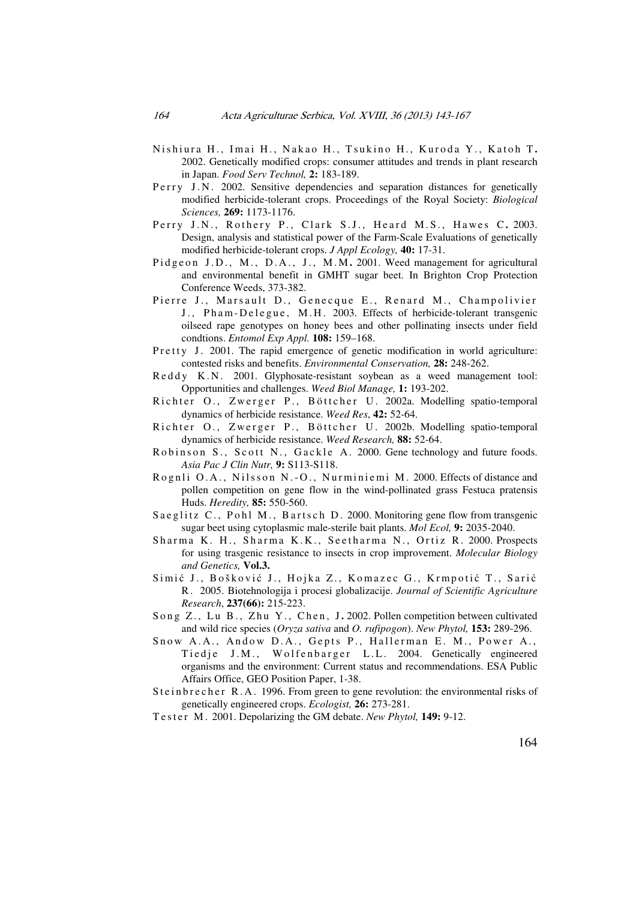Nishiura H., Imai H., Nakao H., Tsukino H., Kuroda Y., Katoh T. 2002. Genetically modified crops: consumer attitudes and trends in plant research in Japan. *Food Serv Technol,* **2:** 183-189.

Perry J.N. 2002. Sensitive dependencies and separation distances for genetically modified herbicide-tolerant crops. Proceedings of the Royal Society: *Biological Sciences,* **269:** 1173-1176.

Perry J.N., Rothery P., Clark S.J., Heard M.S., Hawes C. 2003. Design, analysis and statistical power of the Farm-Scale Evaluations of genetically modified herbicide-tolerant crops. *J Appl Ecology,* **40:** 17-31.

Pidgeon J.D., M., D.A., J., M.M. 2001. Weed management for agricultural and environmental benefit in GMHT sugar beet. In Brighton Crop Protection Conference Weeds, 373-382.

Pierre J., Marsault D., Genecque E., Renard M., Champolivier J., Pham-Delegue, M.H. 2003. Effects of herbicide-tolerant transgenic oilseed rape genotypes on honey bees and other pollinating insects under field condtions. *Entomol Exp Appl.* **108:** 159–168.

Pretty J. 2001. The rapid emergence of genetic modification in world agriculture: contested risks and benefits. *Environmental Conservation,* **28:** 248-262.

Reddy K.N. 2001. Glyphosate-resistant soybean as a weed management tool: Opportunities and challenges. *Weed Biol Manage,* **1:** 193-202.

Richter O., Zwerger P., Böttcher U. 2002a. Modelling spatio-temporal dynamics of herbicide resistance. *Weed Res*, **42:** 52-64.

Richter O., Zwerger P., Böttcher U. 2002b. Modelling spatio-temporal dynamics of herbicide resistance. *Weed Research,* **88:** 52-64.

Robinson S., Scott N., Gackle A. 2000. Gene technology and future foods. *Asia Pac J Clin Nutr,* **9:** S113-S118.

Rognli O.A., Nilsson N.-O., Nurminiemi M. 2000. Effects of distance and pollen competition on gene flow in the wind-pollinated grass Festuca pratensis Huds. *Heredity,* **85:** 550-560.

Saeglitz C., Pohl M., Bartsch D. 2000. Monitoring gene flow from transgenic sugar beet using cytoplasmic male-sterile bait plants. *Mol Ecol,* **9:** 2035-2040.

Sharma K. H., Sharma K.K., Seetharma N., Ortiz R. 2000. Prospects for using trasgenic resistance to insects in crop improvement. *Molecular Biology and Genetics,* **Vol.3.**

Simić J., Bošković J., Hojka Z., Komazec G., Krmpotić T., Sarić R. 2005. Biotehnologija i procesi globalizacije. *Journal of Scientific Agriculture Research*, **237(66):** 215-223.

Song Z., Lu B., Zhu Y., Chen, J. 2002. Pollen competition between cultivated and wild rice species (*Oryza sativa* and *O. rufipogon*). *New Phytol,* **153:** 289-296.

Snow A.A., Andow D.A., Gepts P., Hallerman E. M., Power A., Tiedje J.M., Wolfenbarger L.L. 2004. Genetically engineered organisms and the environment: Current status and recommendations. ESA Public Affairs Office, GEO Position Paper, 1-38.

Steinbrecher R.A. 1996. From green to gene revolution: the environmental risks of genetically engineered crops. *Ecologist,* **26:** 273-281.

Tester M. 2001. Depolarizing the GM debate. *New Phytol,* **149:** 9-12.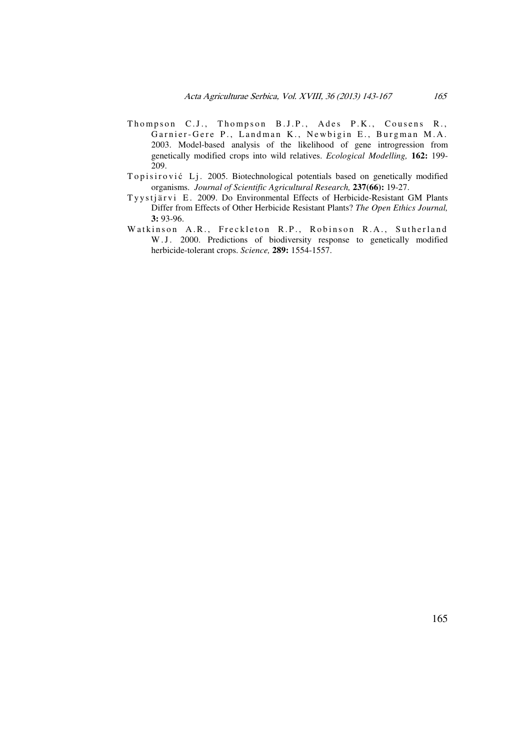Thompson C.J., Thompson B.J.P., Ades P.K., Cousens R., Garnier-Gere P., Landman K., Newbigin E., Burgman M.A. 2003. Model-based analysis of the likelihood of gene introgression from genetically modified crops into wild relatives. *Ecological Modelling,* **162:** 199-209.

Topisirović Lj. 2005. Biotechnological potentials based on genetically modified organisms. *Journal of Scientific Agricultural Research,* **237(66):** 19-27.

Tyystjärvi E. 2009. Do Environmental Effects of Herbicide-Resistant GM Plants Differ from Effects of Other Herbicide Resistant Plants? *The Open Ethics Journal,* **3:** 93-96.

Watkinson A.R., Freckleton R.P., Robinson R.A., Sutherland W.J. 2000. Predictions of biodiversity response to genetically modified herbicide-tolerant crops. *Science,* **289:** 1554-1557.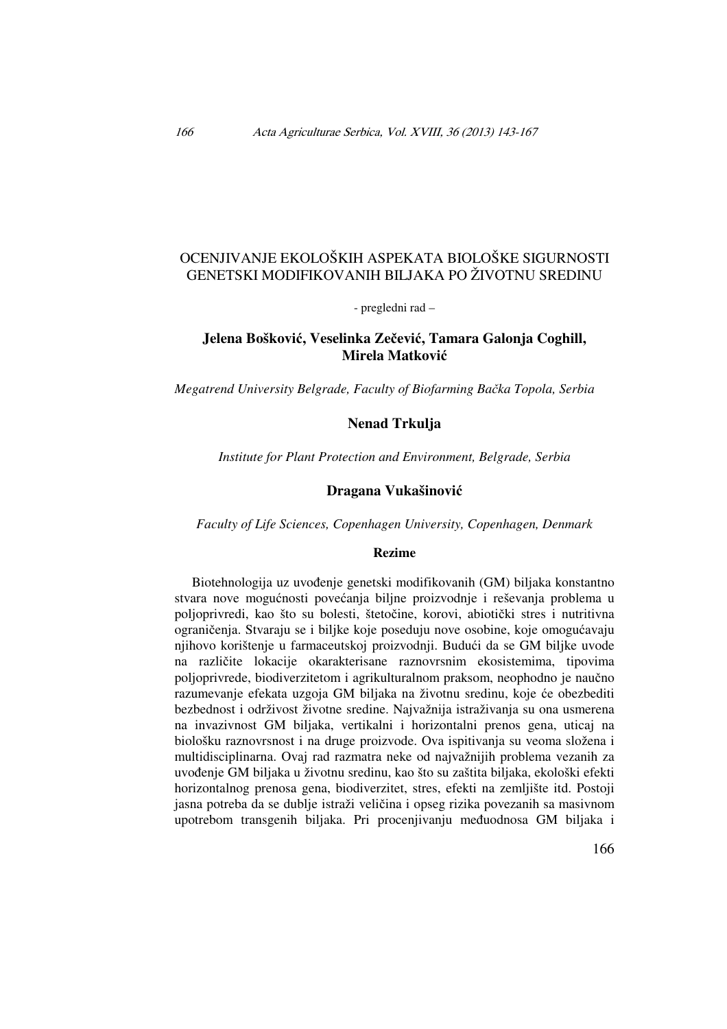# OCENJIVANJE EKOLOŠKIH ASPEKATA BIOLOŠKE SIGURNOSTI GENETSKI MODIFIKOVANIH BILJAKA PO ŽIVOTNU SREDINU

- pregledni rad –

**Jelena Bošković, Veselinka Zečević, Tamara Galonja Coghill, Mirela Matković**

*Megatrend University Belgrade, Faculty of Biofarming Bačka Topola, Serbia*

**Nenad Trkulja**

*Institute for Plant Protection and Environment, Belgrade, Serbia*

**Dragana Vukašinović**

*Faculty of Life Sciences, Copenhagen University, Copenhagen, Denmark*

## Rezime

Biotehnologija uz uvođenje genetski modifikovanih (GM) biljaka konstantno stvara nove mogućnosti povećanja biljne proizvodnje i rešavanja problema u poljoprivredi, kao što su bolesti, štetočine, korovi, abiotički stres i nutritivna ograničenja. Stvaraju se i biljke koje poseduju nove osobine, koje omogućavaju njihovo korištenje u farmaceutskoj proizvodnji. Budući da se GM biljke uvode na različite lokacije okarakterisane raznovrsnim ekosistemima, tipovima poljoprivrede, biodiverzitetom i agrikulturalnom praksom, neophodno je naučno razumevanje efekata uzgoja GM biljaka na životnu sredinu, koje će obezbediti bezbednost i održivost životne sredine. Najvažnija istraživanja su ona usmerena na invazivnost GM biljaka, vertikalni i horizontalni prenos gena, uticaj na biološku raznovrsnost i na druge proizvode. Ova ispitivanja su veoma složena i multidisciplinarna. Ovaj rad razmatra neke od najvažnijih problema vezanih za uvođenje GM biljaka u životnu sredinu, kao što su zaštita biljaka, ekološki efekti horizontalnog prenosa gena, biodiverzitet, stres, efekti na zemljište itd. Postoji jasna potreba da se dublje istraži veličina i opseg rizika povezanih sa masivnom upotrebom transgenih biljaka. Pri procenjivanju međuodnosa GM biljaka i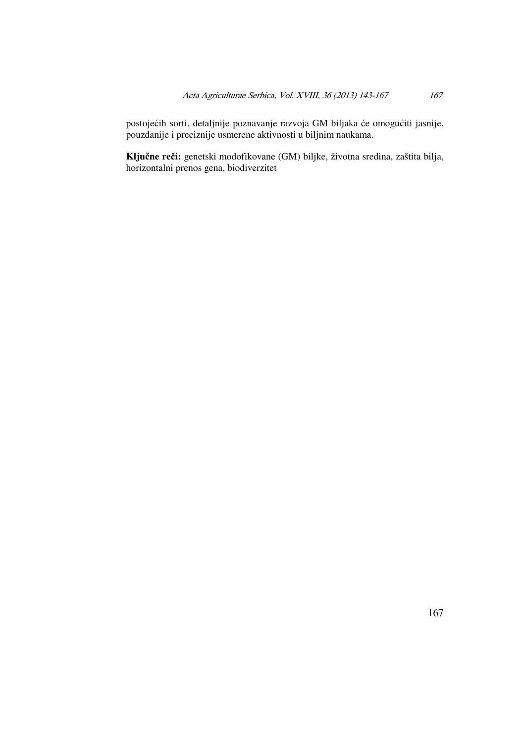postojećih sorti, detaljnije poznavanje razvoja GM biljaka će omogućiti jasnije, pouzdanije i preciznije usmerene aktivnosti u biljnim naukama.

**Ključne reči:** genetski modofikovane (GM) biljke, životna sredina, zaštita bilja, horizontalni prenos gena, biodiverzitet